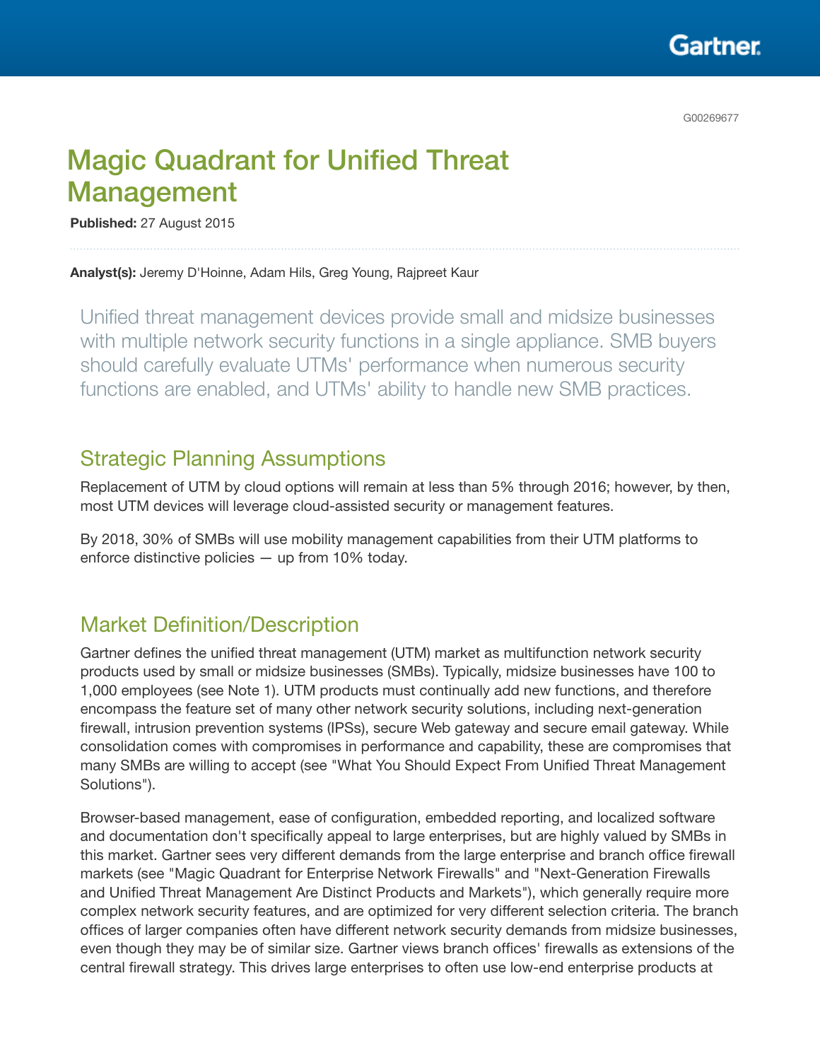G00269677

# Magic Quadrant for Unified Threat Management

**Published:** 27 August 2015

**Analyst(s):** Jeremy D'Hoinne, Adam Hils, Greg Young, Rajpreet Kaur

Unified threat management devices provide small and midsize businesses with multiple network security functions in a single appliance. SMB buyers should carefully evaluate UTMs' performance when numerous security functions are enabled, and UTMs' ability to handle new SMB practices.

## Strategic Planning Assumptions

Replacement of UTM by cloud options will remain at less than 5% through 2016; however, by then, most UTM devices will leverage cloud-assisted security or management features.

By 2018, 30% of SMBs will use mobility management capabilities from their UTM platforms to enforce distinctive policies — up from 10% today.

## Market Definition/Description

Gartner defines the unified threat management (UTM) market as multifunction network security products used by small or midsize businesses (SMBs). Typically, midsize businesses have 100 to 1,000 employees (see Note 1). UTM products must continually add new functions, and therefore encompass the feature set of many other network security solutions, including next-generation firewall, intrusion prevention systems (IPSs), secure Web gateway and secure email gateway. While consolidation comes with compromises in performance and capability, these are compromises that many SMBs are willing to accept (see "What You Should Expect From Unified Threat Management Solutions").

Browser-based management, ease of configuration, embedded reporting, and localized software and documentation don't specifically appeal to large enterprises, but are highly valued by SMBs in this market. Gartner sees very different demands from the large enterprise and branch office firewall markets (see "Magic Quadrant for Enterprise Network Firewalls" and "Next-Generation Firewalls and Unified Threat Management Are Distinct Products and Markets"), which generally require more complex network security features, and are optimized for very different selection criteria. The branch offices of larger companies often have different network security demands from midsize businesses, even though they may be of similar size. Gartner views branch offices' firewalls as extensions of the central firewall strategy. This drives large enterprises to often use low-end enterprise products at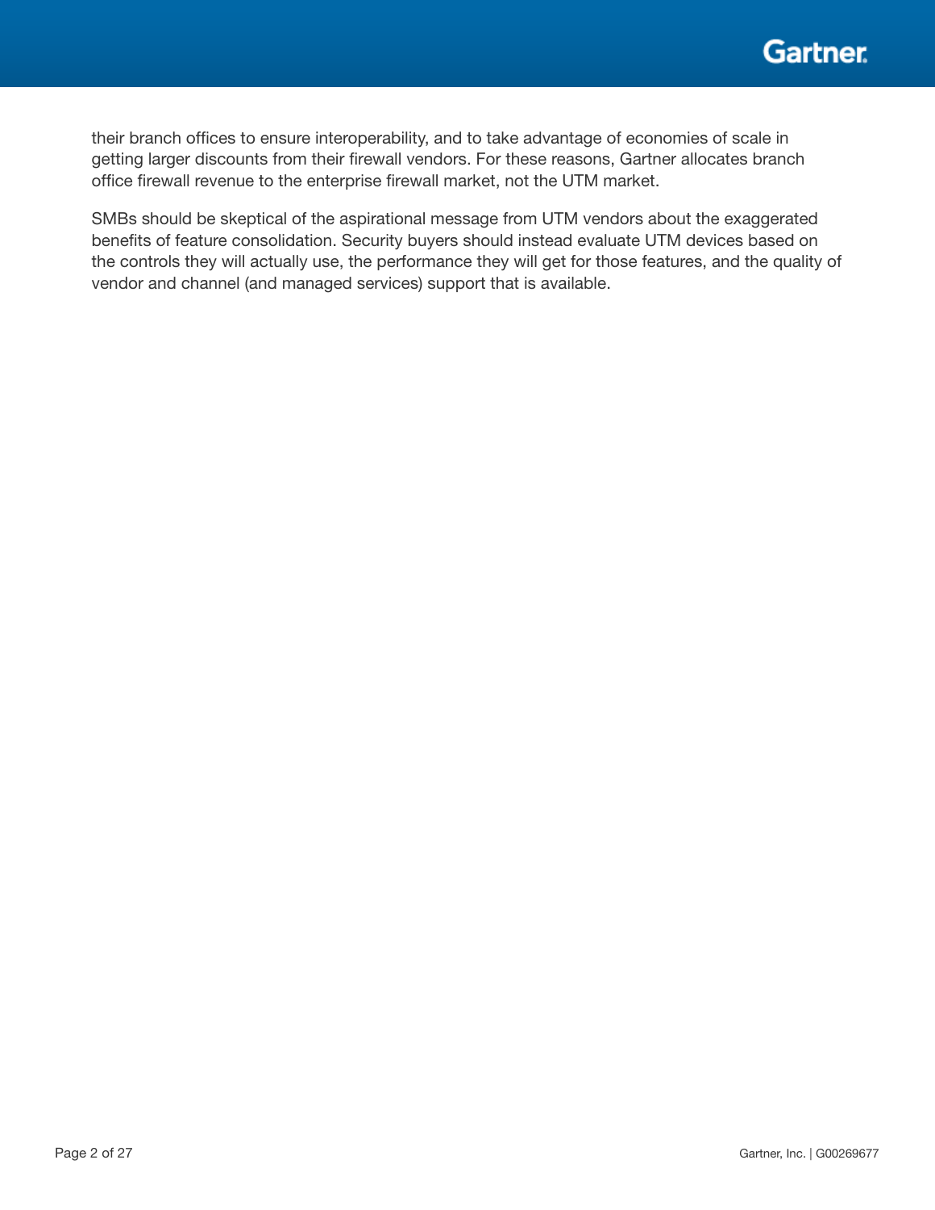their branch offices to ensure interoperability, and to take advantage of economies of scale in getting larger discounts from their firewall vendors. For these reasons, Gartner allocates branch office firewall revenue to the enterprise firewall market, not the UTM market.

SMBs should be skeptical of the aspirational message from UTM vendors about the exaggerated benefits of feature consolidation. Security buyers should instead evaluate UTM devices based on the controls they will actually use, the performance they will get for those features, and the quality of vendor and channel (and managed services) support that is available.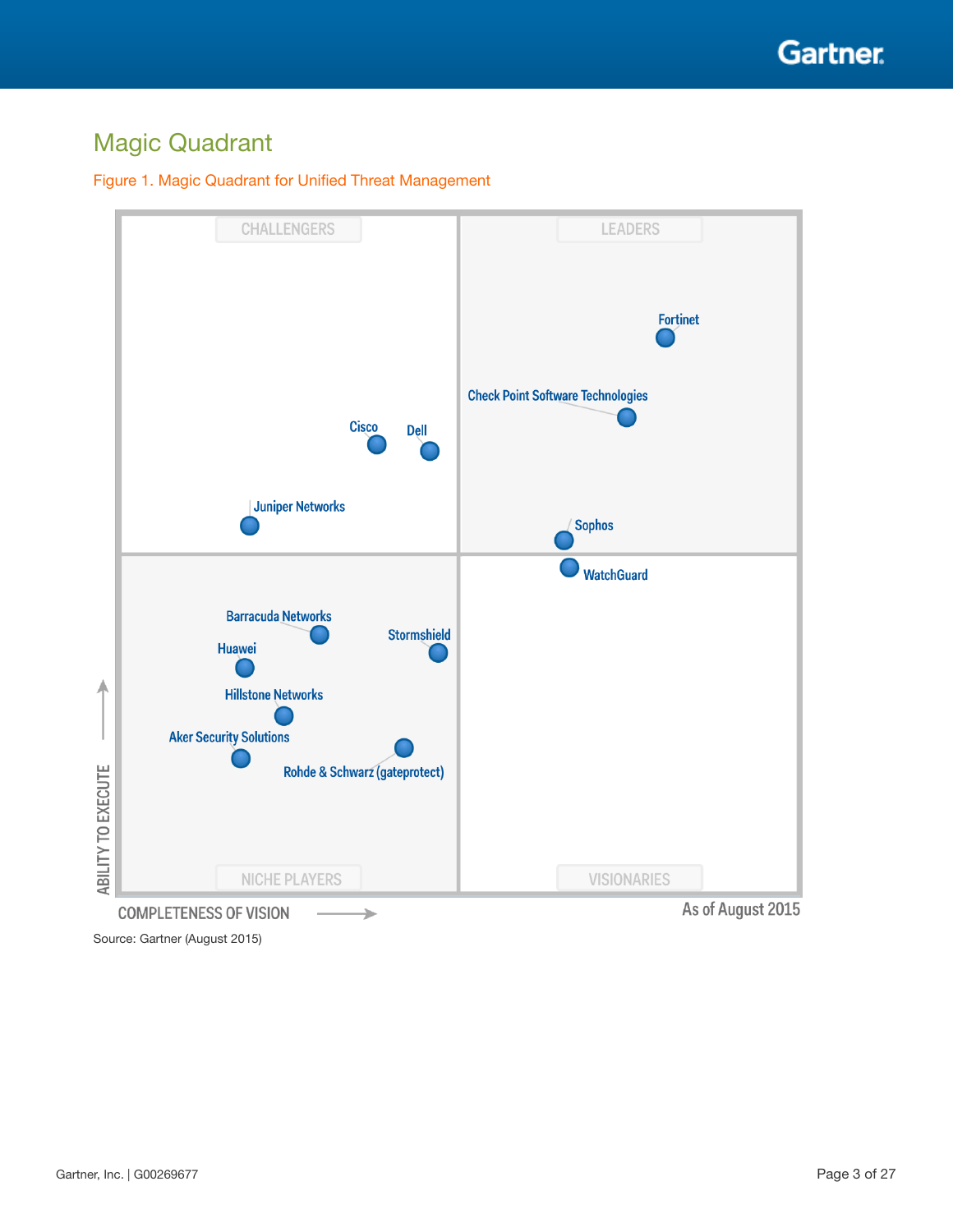## Magic Quadrant

Figure 1. Magic Quadrant for Unified Threat Management

CHALLENGERS

LEADERS

Fortinet

Check Point Software Technologies

Cisco

Dell

Juniper Networks

Sophos

WatchGuard

Barracuda Networks

Stormshield

Huawei

Hillstone Networks

Aker Security Solutions

Rohde & Schwarz (gateprotect)

NICHE PLAYERS

VISIONARIES

ABILITY TO EXECUTE

COMPLETENESS OF VISION

As of August 2015

Source: Gartner (August 2015)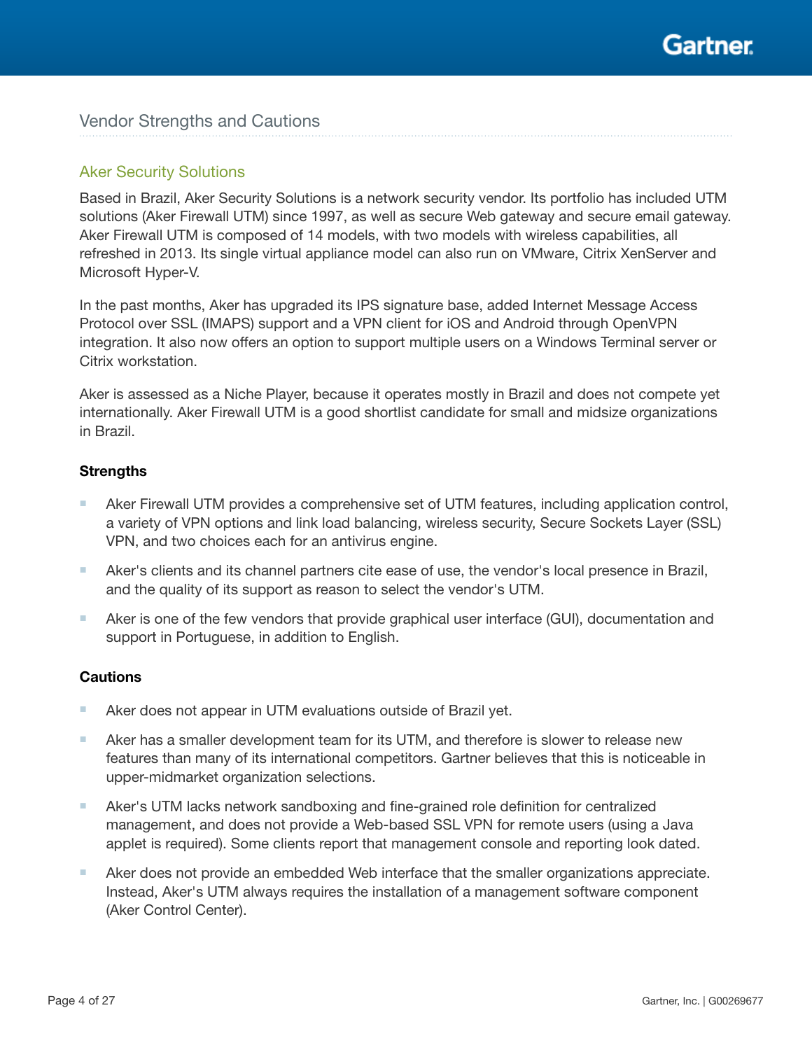## Vendor Strengths and Cautions

### Aker Security Solutions

Based in Brazil, Aker Security Solutions is a network security vendor. Its portfolio has included UTM solutions (Aker Firewall UTM) since 1997, as well as secure Web gateway and secure email gateway. Aker Firewall UTM is composed of 14 models, with two models with wireless capabilities, all refreshed in 2013. Its single virtual appliance model can also run on VMware, Citrix XenServer and Microsoft Hyper-V.

In the past months, Aker has upgraded its IPS signature base, added Internet Message Access Protocol over SSL (IMAPS) support and a VPN client for iOS and Android through OpenVPN integration. It also now offers an option to support multiple users on a Windows Terminal server or Citrix workstation.

Aker is assessed as a Niche Player, because it operates mostly in Brazil and does not compete yet internationally. Aker Firewall UTM is a good shortlist candidate for small and midsize organizations in Brazil.

#### Strengths

- Aker Firewall UTM provides a comprehensive set of UTM features, including application control, a variety of VPN options and link load balancing, wireless security, Secure Sockets Layer (SSL) VPN, and two choices each for an antivirus engine.
- Aker's clients and its channel partners cite ease of use, the vendor's local presence in Brazil, and the quality of its support as reason to select the vendor's UTM.
- Aker is one of the few vendors that provide graphical user interface (GUI), documentation and support in Portuguese, in addition to English.

#### Cautions

- Aker does not appear in UTM evaluations outside of Brazil yet.
- Aker has a smaller development team for its UTM, and therefore is slower to release new features than many of its international competitors. Gartner believes that this is noticeable in upper-midmarket organization selections.
- Aker's UTM lacks network sandboxing and fine-grained role definition for centralized management, and does not provide a Web-based SSL VPN for remote users (using a Java applet is required). Some clients report that management console and reporting look dated.
- Aker does not provide an embedded Web interface that the smaller organizations appreciate. Instead, Aker's UTM always requires the installation of a management software component (Aker Control Center).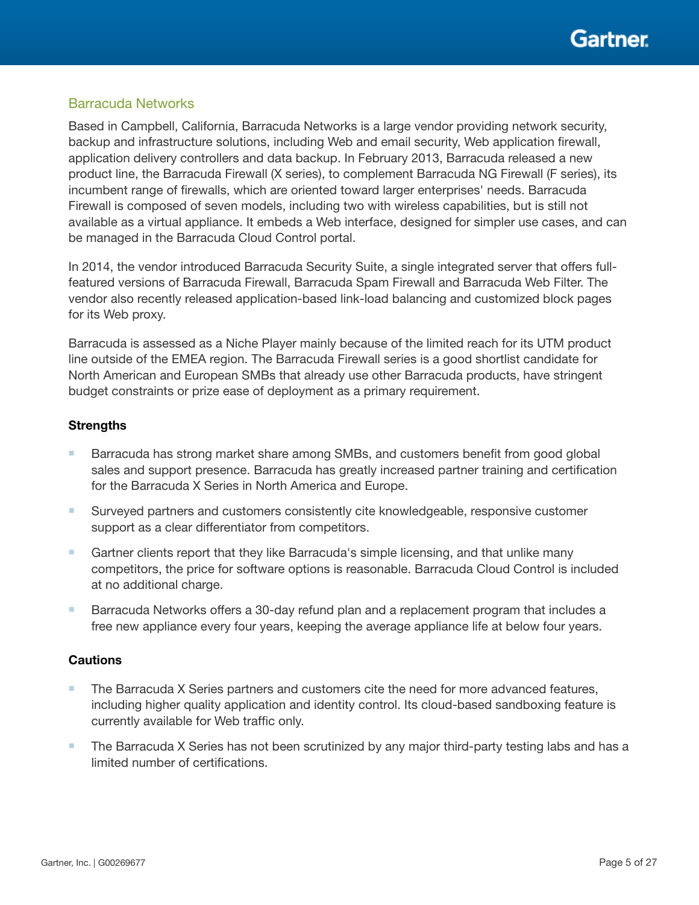## Barracuda Networks

Based in Campbell, California, Barracuda Networks is a large vendor providing network security, backup and infrastructure solutions, including Web and email security, Web application firewall, application delivery controllers and data backup. In February 2013, Barracuda released a new product line, the Barracuda Firewall (X series), to complement Barracuda NG Firewall (F series), its incumbent range of firewalls, which are oriented toward larger enterprises' needs. Barracuda Firewall is composed of seven models, including two with wireless capabilities, but is still not available as a virtual appliance. It embeds a Web interface, designed for simpler use cases, and can be managed in the Barracuda Cloud Control portal.

In 2014, the vendor introduced Barracuda Security Suite, a single integrated server that offers full-featured versions of Barracuda Firewall, Barracuda Spam Firewall and Barracuda Web Filter. The vendor also recently released application-based link-load balancing and customized block pages for its Web proxy.

Barracuda is assessed as a Niche Player mainly because of the limited reach for its UTM product line outside of the EMEA region. The Barracuda Firewall series is a good shortlist candidate for North American and European SMBs that already use other Barracuda products, have stringent budget constraints or prize ease of deployment as a primary requirement.

### Strengths

- Barracuda has strong market share among SMBs, and customers benefit from good global sales and support presence. Barracuda has greatly increased partner training and certification for the Barracuda X Series in North America and Europe.
- Surveyed partners and customers consistently cite knowledgeable, responsive customer support as a clear differentiator from competitors.
- Gartner clients report that they like Barracuda's simple licensing, and that unlike many competitors, the price for software options is reasonable. Barracuda Cloud Control is included at no additional charge.
- Barracuda Networks offers a 30-day refund plan and a replacement program that includes a free new appliance every four years, keeping the average appliance life at below four years.

### Cautions

- The Barracuda X Series partners and customers cite the need for more advanced features, including higher quality application and identity control. Its cloud-based sandboxing feature is currently available for Web traffic only.
- The Barracuda X Series has not been scrutinized by any major third-party testing labs and has a limited number of certifications.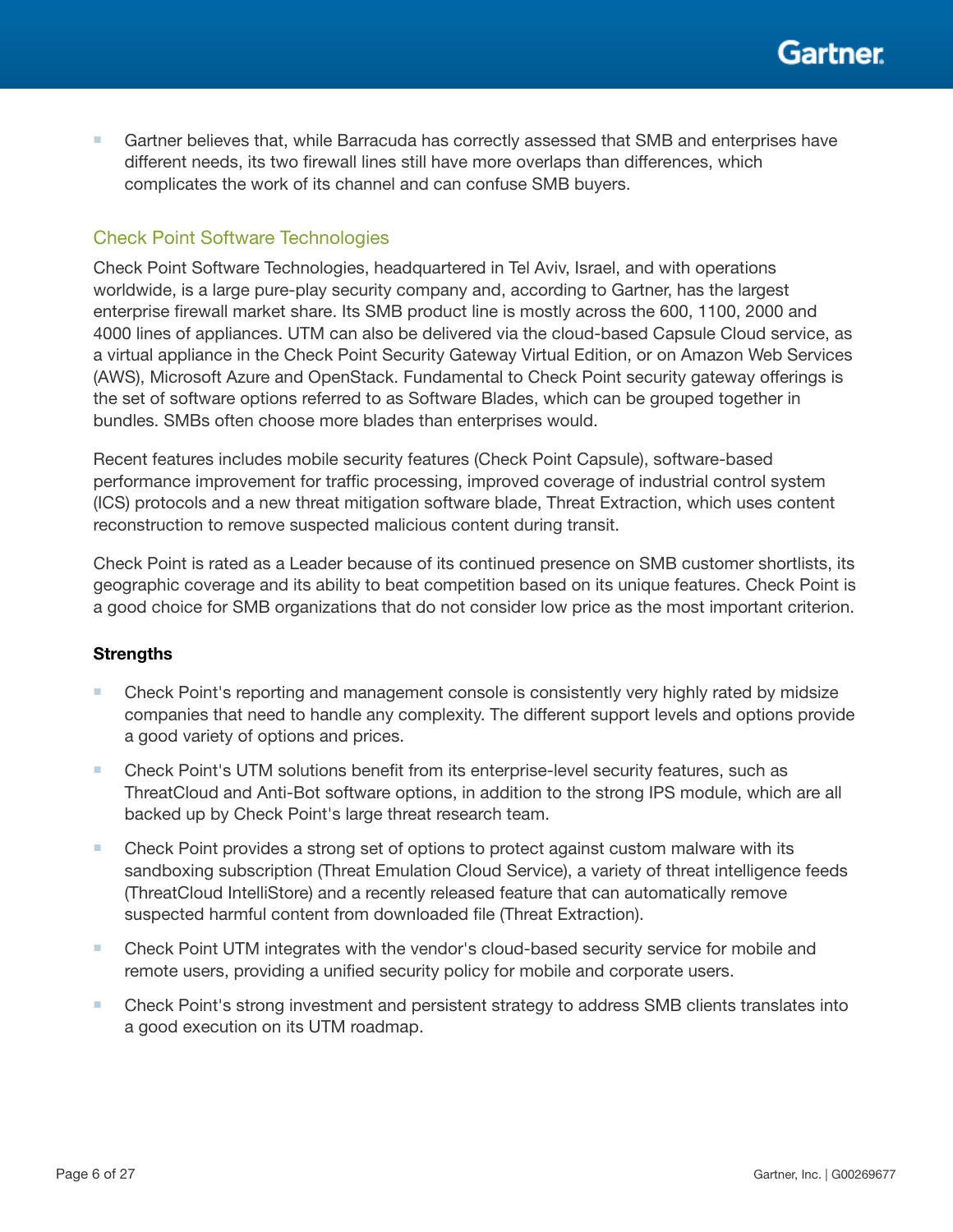- Gartner believes that, while Barracuda has correctly assessed that SMB and enterprises have different needs, its two firewall lines still have more overlaps than differences, which complicates the work of its channel and can confuse SMB buyers.

## Check Point Software Technologies

Check Point Software Technologies, headquartered in Tel Aviv, Israel, and with operations worldwide, is a large pure-play security company and, according to Gartner, has the largest enterprise firewall market share. Its SMB product line is mostly across the 600, 1100, 2000 and 4000 lines of appliances. UTM can also be delivered via the cloud-based Capsule Cloud service, as a virtual appliance in the Check Point Security Gateway Virtual Edition, or on Amazon Web Services (AWS), Microsoft Azure and OpenStack. Fundamental to Check Point security gateway offerings is the set of software options referred to as Software Blades, which can be grouped together in bundles. SMBs often choose more blades than enterprises would.

Recent features includes mobile security features (Check Point Capsule), software-based performance improvement for traffic processing, improved coverage of industrial control system (ICS) protocols and a new threat mitigation software blade, Threat Extraction, which uses content reconstruction to remove suspected malicious content during transit.

Check Point is rated as a Leader because of its continued presence on SMB customer shortlists, its geographic coverage and its ability to beat competition based on its unique features. Check Point is a good choice for SMB organizations that do not consider low price as the most important criterion.

**Strengths**

- Check Point's reporting and management console is consistently very highly rated by midsize companies that need to handle any complexity. The different support levels and options provide a good variety of options and prices.
- Check Point's UTM solutions benefit from its enterprise-level security features, such as ThreatCloud and Anti-Bot software options, in addition to the strong IPS module, which are all backed up by Check Point's large threat research team.
- Check Point provides a strong set of options to protect against custom malware with its sandboxing subscription (Threat Emulation Cloud Service), a variety of threat intelligence feeds (ThreatCloud IntelliStore) and a recently released feature that can automatically remove suspected harmful content from downloaded file (Threat Extraction).
- Check Point UTM integrates with the vendor's cloud-based security service for mobile and remote users, providing a unified security policy for mobile and corporate users.
- Check Point's strong investment and persistent strategy to address SMB clients translates into a good execution on its UTM roadmap.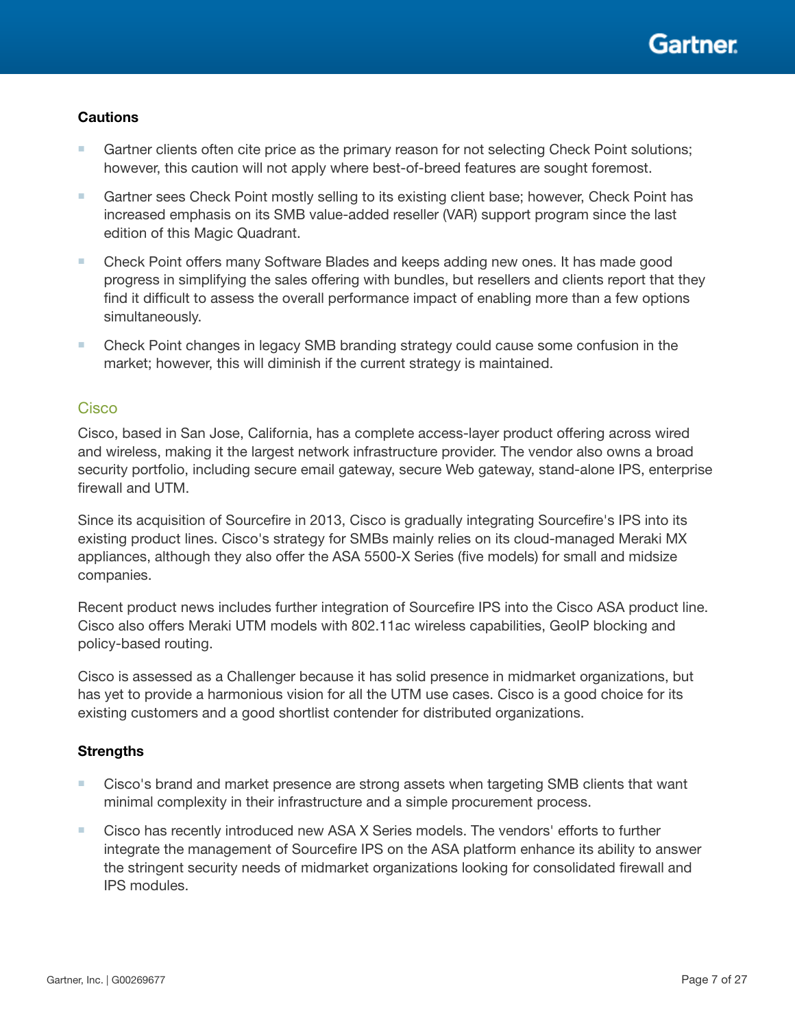### Cautions

- Gartner clients often cite price as the primary reason for not selecting Check Point solutions; however, this caution will not apply where best-of-breed features are sought foremost.
- Gartner sees Check Point mostly selling to its existing client base; however, Check Point has increased emphasis on its SMB value-added reseller (VAR) support program since the last edition of this Magic Quadrant.
- Check Point offers many Software Blades and keeps adding new ones. It has made good progress in simplifying the sales offering with bundles, but resellers and clients report that they find it difficult to assess the overall performance impact of enabling more than a few options simultaneously.
- Check Point changes in legacy SMB branding strategy could cause some confusion in the market; however, this will diminish if the current strategy is maintained.

## Cisco

Cisco, based in San Jose, California, has a complete access-layer product offering across wired and wireless, making it the largest network infrastructure provider. The vendor also owns a broad security portfolio, including secure email gateway, secure Web gateway, stand-alone IPS, enterprise firewall and UTM.

Since its acquisition of Sourcefire in 2013, Cisco is gradually integrating Sourcefire's IPS into its existing product lines. Cisco's strategy for SMBs mainly relies on its cloud-managed Meraki MX appliances, although they also offer the ASA 5500-X Series (five models) for small and midsize companies.

Recent product news includes further integration of Sourcefire IPS into the Cisco ASA product line. Cisco also offers Meraki UTM models with 802.11ac wireless capabilities, GeoIP blocking and policy-based routing.

Cisco is assessed as a Challenger because it has solid presence in midmarket organizations, but has yet to provide a harmonious vision for all the UTM use cases. Cisco is a good choice for its existing customers and a good shortlist contender for distributed organizations.

### Strengths

- Cisco's brand and market presence are strong assets when targeting SMB clients that want minimal complexity in their infrastructure and a simple procurement process.
- Cisco has recently introduced new ASA X Series models. The vendors' efforts to further integrate the management of Sourcefire IPS on the ASA platform enhance its ability to answer the stringent security needs of midmarket organizations looking for consolidated firewall and IPS modules.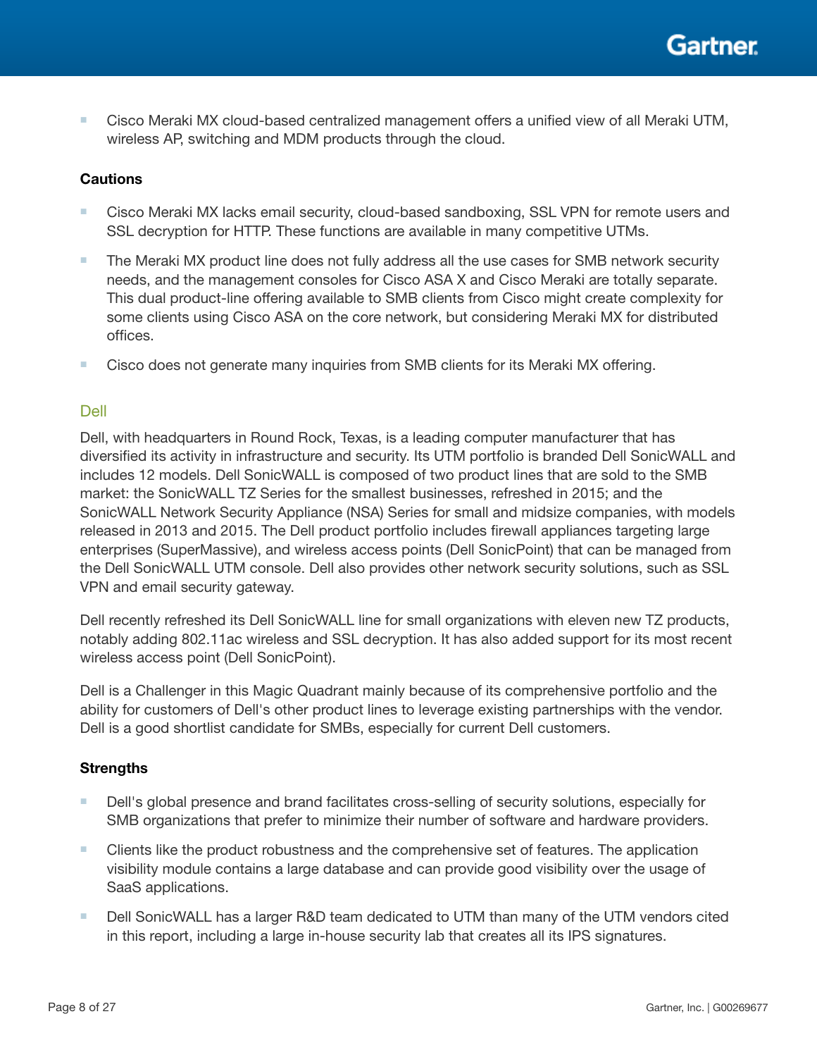- Cisco Meraki MX cloud-based centralized management offers a unified view of all Meraki UTM, wireless AP, switching and MDM products through the cloud.

### Cautions

- Cisco Meraki MX lacks email security, cloud-based sandboxing, SSL VPN for remote users and SSL decryption for HTTP. These functions are available in many competitive UTMs.
- The Meraki MX product line does not fully address all the use cases for SMB network security needs, and the management consoles for Cisco ASA X and Cisco Meraki are totally separate. This dual product-line offering available to SMB clients from Cisco might create complexity for some clients using Cisco ASA on the core network, but considering Meraki MX for distributed offices.
- Cisco does not generate many inquiries from SMB clients for its Meraki MX offering.

## Dell

Dell, with headquarters in Round Rock, Texas, is a leading computer manufacturer that has diversified its activity in infrastructure and security. Its UTM portfolio is branded Dell SonicWALL and includes 12 models. Dell SonicWALL is composed of two product lines that are sold to the SMB market: the SonicWALL TZ Series for the smallest businesses, refreshed in 2015; and the SonicWALL Network Security Appliance (NSA) Series for small and midsize companies, with models released in 2013 and 2015. The Dell product portfolio includes firewall appliances targeting large enterprises (SuperMassive), and wireless access points (Dell SonicPoint) that can be managed from the Dell SonicWALL UTM console. Dell also provides other network security solutions, such as SSL VPN and email security gateway.

Dell recently refreshed its Dell SonicWALL line for small organizations with eleven new TZ products, notably adding 802.11ac wireless and SSL decryption. It has also added support for its most recent wireless access point (Dell SonicPoint).

Dell is a Challenger in this Magic Quadrant mainly because of its comprehensive portfolio and the ability for customers of Dell's other product lines to leverage existing partnerships with the vendor. Dell is a good shortlist candidate for SMBs, especially for current Dell customers.

### Strengths

- Dell's global presence and brand facilitates cross-selling of security solutions, especially for SMB organizations that prefer to minimize their number of software and hardware providers.
- Clients like the product robustness and the comprehensive set of features. The application visibility module contains a large database and can provide good visibility over the usage of SaaS applications.
- Dell SonicWALL has a larger R&D team dedicated to UTM than many of the UTM vendors cited in this report, including a large in-house security lab that creates all its IPS signatures.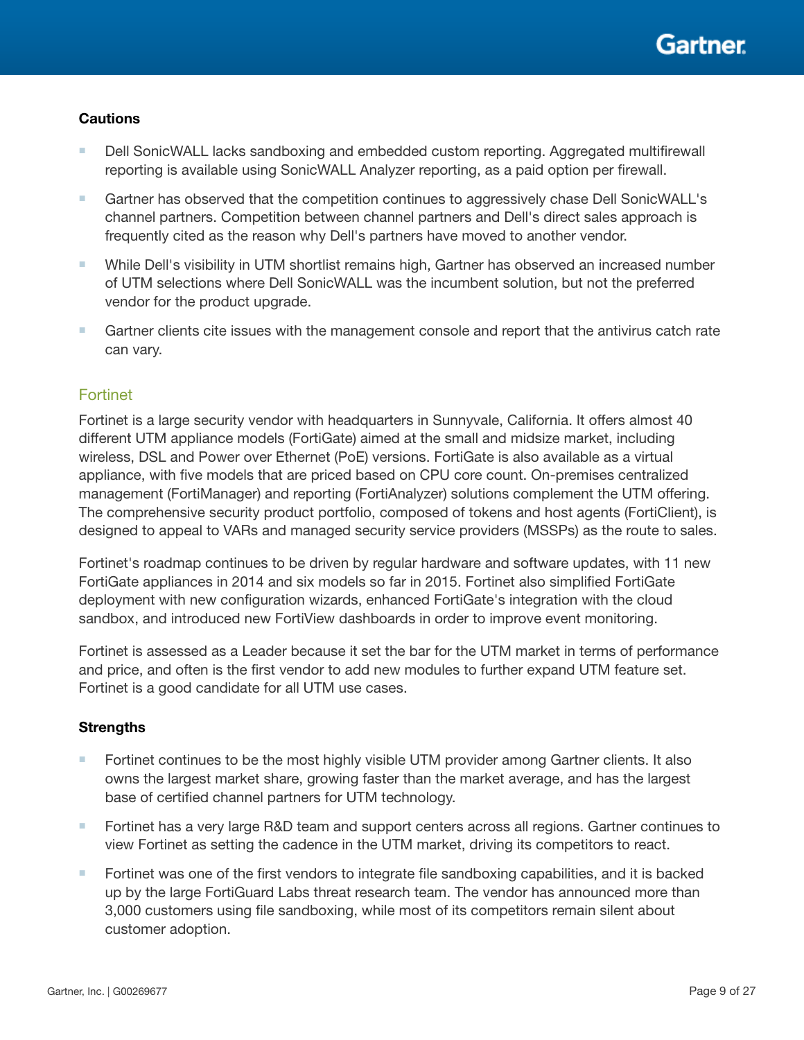#### Cautions

- Dell SonicWALL lacks sandboxing and embedded custom reporting. Aggregated multifirewall reporting is available using SonicWALL Analyzer reporting, as a paid option per firewall.
- Gartner has observed that the competition continues to aggressively chase Dell SonicWALL's channel partners. Competition between channel partners and Dell's direct sales approach is frequently cited as the reason why Dell's partners have moved to another vendor.
- While Dell's visibility in UTM shortlist remains high, Gartner has observed an increased number of UTM selections where Dell SonicWALL was the incumbent solution, but not the preferred vendor for the product upgrade.
- Gartner clients cite issues with the management console and report that the antivirus catch rate can vary.

### Fortinet

Fortinet is a large security vendor with headquarters in Sunnyvale, California. It offers almost 40 different UTM appliance models (FortiGate) aimed at the small and midsize market, including wireless, DSL and Power over Ethernet (PoE) versions. FortiGate is also available as a virtual appliance, with five models that are priced based on CPU core count. On-premises centralized management (FortiManager) and reporting (FortiAnalyzer) solutions complement the UTM offering. The comprehensive security product portfolio, composed of tokens and host agents (FortiClient), is designed to appeal to VARs and managed security service providers (MSSPs) as the route to sales.

Fortinet's roadmap continues to be driven by regular hardware and software updates, with 11 new FortiGate appliances in 2014 and six models so far in 2015. Fortinet also simplified FortiGate deployment with new configuration wizards, enhanced FortiGate's integration with the cloud sandbox, and introduced new FortiView dashboards in order to improve event monitoring.

Fortinet is assessed as a Leader because it set the bar for the UTM market in terms of performance and price, and often is the first vendor to add new modules to further expand UTM feature set. Fortinet is a good candidate for all UTM use cases.

#### Strengths

- Fortinet continues to be the most highly visible UTM provider among Gartner clients. It also owns the largest market share, growing faster than the market average, and has the largest base of certified channel partners for UTM technology.
- Fortinet has a very large R&D team and support centers across all regions. Gartner continues to view Fortinet as setting the cadence in the UTM market, driving its competitors to react.
- Fortinet was one of the first vendors to integrate file sandboxing capabilities, and it is backed up by the large FortiGuard Labs threat research team. The vendor has announced more than 3,000 customers using file sandboxing, while most of its competitors remain silent about customer adoption.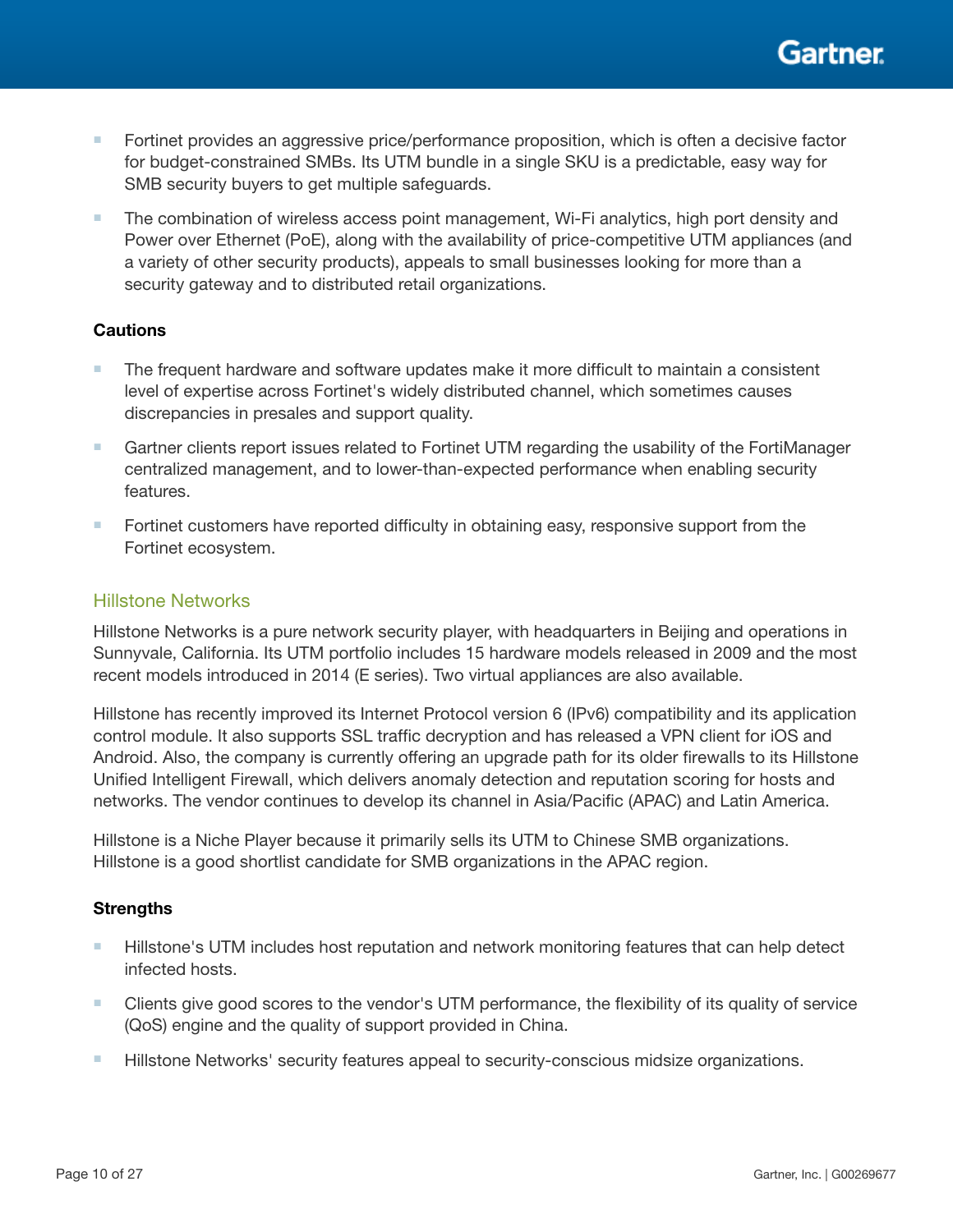- Fortinet provides an aggressive price/performance proposition, which is often a decisive factor for budget-constrained SMBs. Its UTM bundle in a single SKU is a predictable, easy way for SMB security buyers to get multiple safeguards.
- The combination of wireless access point management, Wi-Fi analytics, high port density and Power over Ethernet (PoE), along with the availability of price-competitive UTM appliances (and a variety of other security products), appeals to small businesses looking for more than a security gateway and to distributed retail organizations.

**Cautions**

- The frequent hardware and software updates make it more difficult to maintain a consistent level of expertise across Fortinet's widely distributed channel, which sometimes causes discrepancies in presales and support quality.
- Gartner clients report issues related to Fortinet UTM regarding the usability of the FortiManager centralized management, and to lower-than-expected performance when enabling security features.
- Fortinet customers have reported difficulty in obtaining easy, responsive support from the Fortinet ecosystem.

### Hillstone Networks

Hillstone Networks is a pure network security player, with headquarters in Beijing and operations in Sunnyvale, California. Its UTM portfolio includes 15 hardware models released in 2009 and the most recent models introduced in 2014 (E series). Two virtual appliances are also available.

Hillstone has recently improved its Internet Protocol version 6 (IPv6) compatibility and its application control module. It also supports SSL traffic decryption and has released a VPN client for iOS and Android. Also, the company is currently offering an upgrade path for its older firewalls to its Hillstone Unified Intelligent Firewall, which delivers anomaly detection and reputation scoring for hosts and networks. The vendor continues to develop its channel in Asia/Pacific (APAC) and Latin America.

Hillstone is a Niche Player because it primarily sells its UTM to Chinese SMB organizations. Hillstone is a good shortlist candidate for SMB organizations in the APAC region.

**Strengths**

- Hillstone's UTM includes host reputation and network monitoring features that can help detect infected hosts.
- Clients give good scores to the vendor's UTM performance, the flexibility of its quality of service (QoS) engine and the quality of support provided in China.
- Hillstone Networks' security features appeal to security-conscious midsize organizations.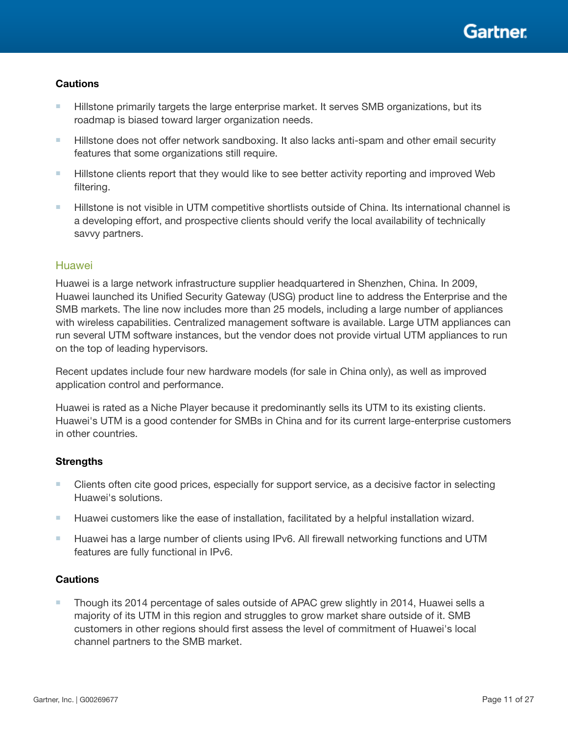#### Cautions

- Hillstone primarily targets the large enterprise market. It serves SMB organizations, but its roadmap is biased toward larger organization needs.
- Hillstone does not offer network sandboxing. It also lacks anti-spam and other email security features that some organizations still require.
- Hillstone clients report that they would like to see better activity reporting and improved Web filtering.
- Hillstone is not visible in UTM competitive shortlists outside of China. Its international channel is a developing effort, and prospective clients should verify the local availability of technically savvy partners.

### Huawei

Huawei is a large network infrastructure supplier headquartered in Shenzhen, China. In 2009, Huawei launched its Unified Security Gateway (USG) product line to address the Enterprise and the SMB markets. The line now includes more than 25 models, including a large number of appliances with wireless capabilities. Centralized management software is available. Large UTM appliances can run several UTM software instances, but the vendor does not provide virtual UTM appliances to run on the top of leading hypervisors.

Recent updates include four new hardware models (for sale in China only), as well as improved application control and performance.

Huawei is rated as a Niche Player because it predominantly sells its UTM to its existing clients. Huawei's UTM is a good contender for SMBs in China and for its current large-enterprise customers in other countries.

#### Strengths

- Clients often cite good prices, especially for support service, as a decisive factor in selecting Huawei's solutions.
- Huawei customers like the ease of installation, facilitated by a helpful installation wizard.
- Huawei has a large number of clients using IPv6. All firewall networking functions and UTM features are fully functional in IPv6.

#### Cautions

- Though its 2014 percentage of sales outside of APAC grew slightly in 2014, Huawei sells a majority of its UTM in this region and struggles to grow market share outside of it. SMB customers in other regions should first assess the level of commitment of Huawei's local channel partners to the SMB market.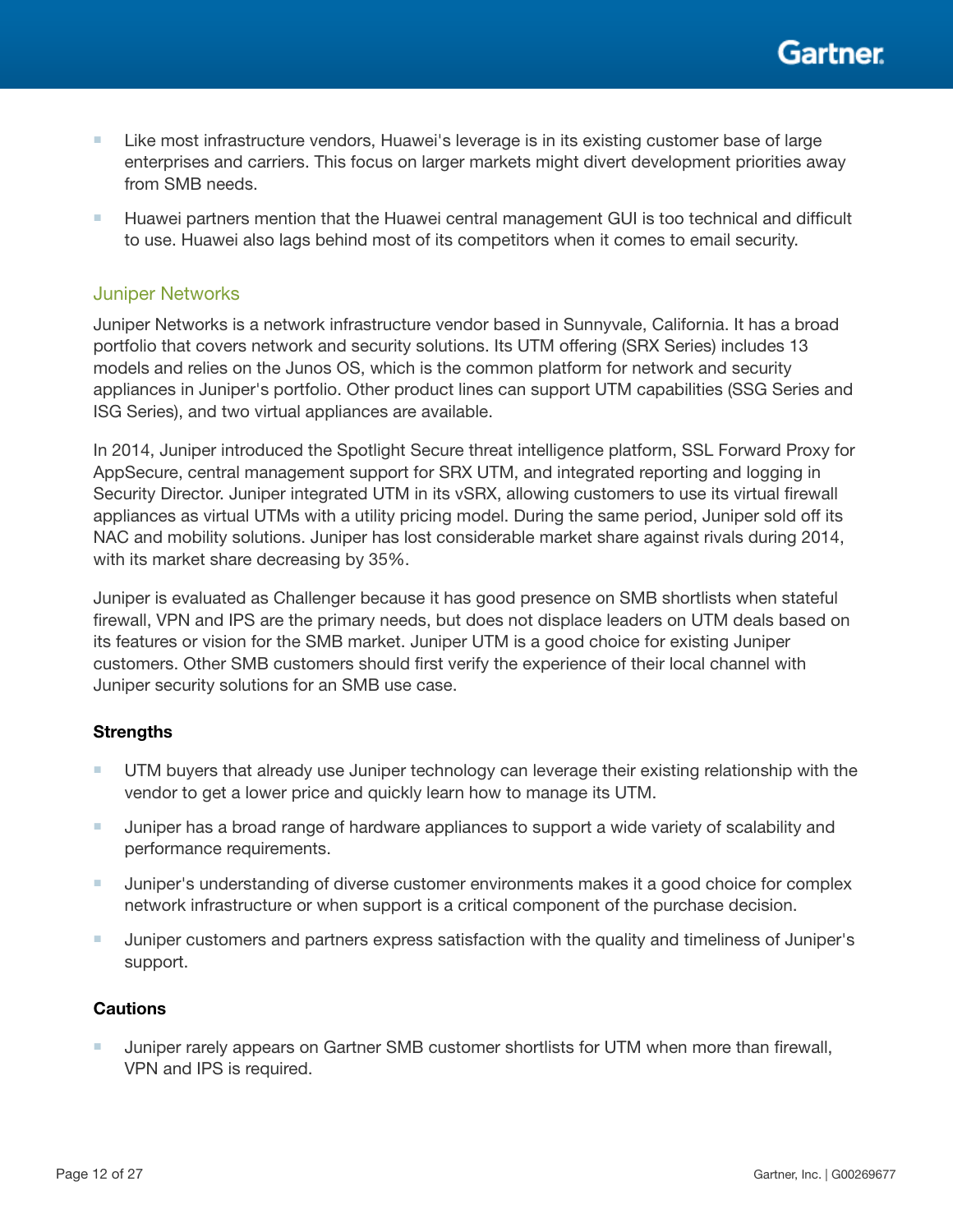- Like most infrastructure vendors, Huawei's leverage is in its existing customer base of large enterprises and carriers. This focus on larger markets might divert development priorities away from SMB needs.
- Huawei partners mention that the Huawei central management GUI is too technical and difficult to use. Huawei also lags behind most of its competitors when it comes to email security.

### Juniper Networks

Juniper Networks is a network infrastructure vendor based in Sunnyvale, California. It has a broad portfolio that covers network and security solutions. Its UTM offering (SRX Series) includes 13 models and relies on the Junos OS, which is the common platform for network and security appliances in Juniper's portfolio. Other product lines can support UTM capabilities (SSG Series and ISG Series), and two virtual appliances are available.

In 2014, Juniper introduced the Spotlight Secure threat intelligence platform, SSL Forward Proxy for AppSecure, central management support for SRX UTM, and integrated reporting and logging in Security Director. Juniper integrated UTM in its vSRX, allowing customers to use its virtual firewall appliances as virtual UTMs with a utility pricing model. During the same period, Juniper sold off its NAC and mobility solutions. Juniper has lost considerable market share against rivals during 2014, with its market share decreasing by 35%.

Juniper is evaluated as Challenger because it has good presence on SMB shortlists when stateful firewall, VPN and IPS are the primary needs, but does not displace leaders on UTM deals based on its features or vision for the SMB market. Juniper UTM is a good choice for existing Juniper customers. Other SMB customers should first verify the experience of their local channel with Juniper security solutions for an SMB use case.

**Strengths**

- UTM buyers that already use Juniper technology can leverage their existing relationship with the vendor to get a lower price and quickly learn how to manage its UTM.
- Juniper has a broad range of hardware appliances to support a wide variety of scalability and performance requirements.
- Juniper's understanding of diverse customer environments makes it a good choice for complex network infrastructure or when support is a critical component of the purchase decision.
- Juniper customers and partners express satisfaction with the quality and timeliness of Juniper's support.

**Cautions**

- Juniper rarely appears on Gartner SMB customer shortlists for UTM when more than firewall, VPN and IPS is required.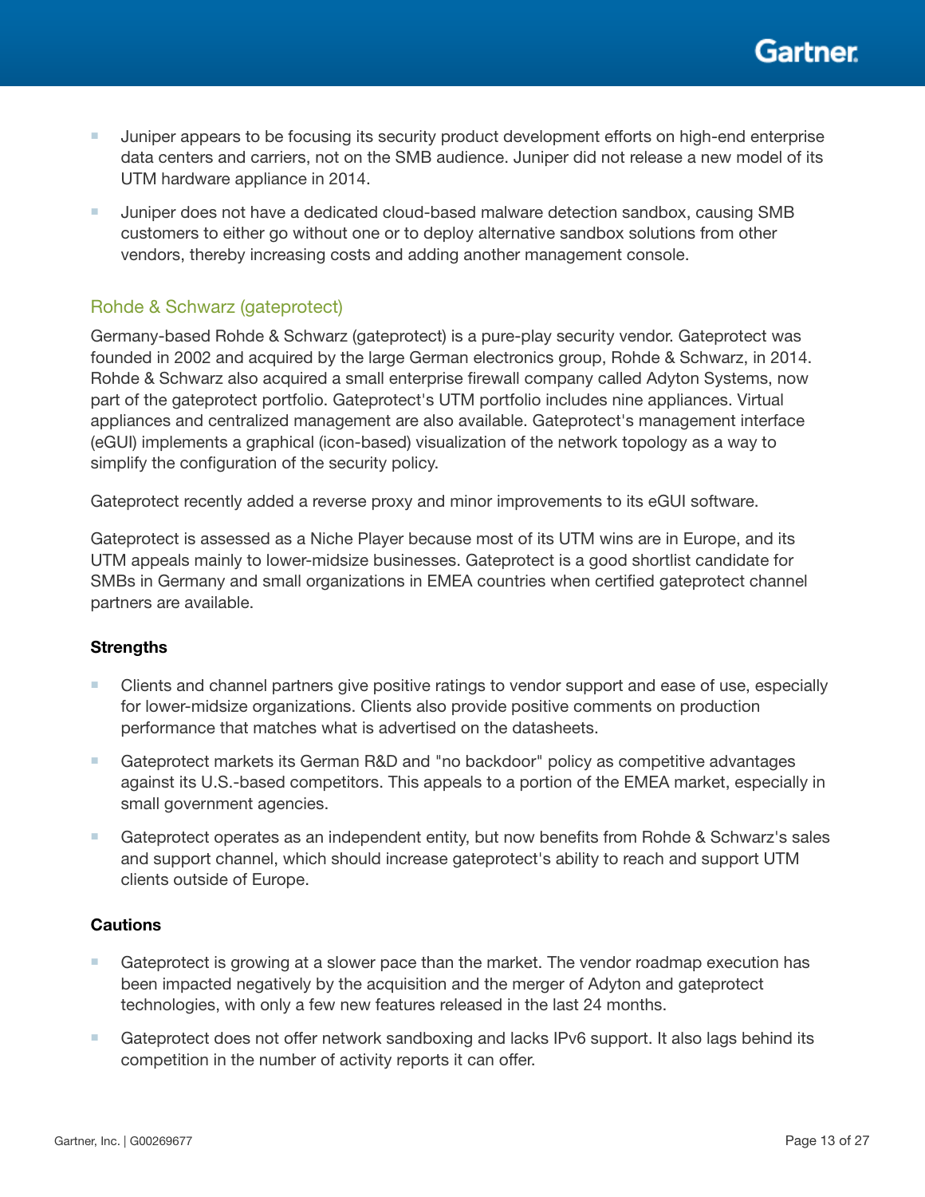- Juniper appears to be focusing its security product development efforts on high-end enterprise data centers and carriers, not on the SMB audience. Juniper did not release a new model of its UTM hardware appliance in 2014.
- Juniper does not have a dedicated cloud-based malware detection sandbox, causing SMB customers to either go without one or to deploy alternative sandbox solutions from other vendors, thereby increasing costs and adding another management console.

### Rohde & Schwarz (gateprotect)

Germany-based Rohde & Schwarz (gateprotect) is a pure-play security vendor. Gateprotect was founded in 2002 and acquired by the large German electronics group, Rohde & Schwarz, in 2014. Rohde & Schwarz also acquired a small enterprise firewall company called Adyton Systems, now part of the gateprotect portfolio. Gateprotect's UTM portfolio includes nine appliances. Virtual appliances and centralized management are also available. Gateprotect's management interface (eGUI) implements a graphical (icon-based) visualization of the network topology as a way to simplify the configuration of the security policy.

Gateprotect recently added a reverse proxy and minor improvements to its eGUI software.

Gateprotect is assessed as a Niche Player because most of its UTM wins are in Europe, and its UTM appeals mainly to lower-midsize businesses. Gateprotect is a good shortlist candidate for SMBs in Germany and small organizations in EMEA countries when certified gateprotect channel partners are available.

#### Strengths

- Clients and channel partners give positive ratings to vendor support and ease of use, especially for lower-midsize organizations. Clients also provide positive comments on production performance that matches what is advertised on the datasheets.
- Gateprotect markets its German R&D and "no backdoor" policy as competitive advantages against its U.S.-based competitors. This appeals to a portion of the EMEA market, especially in small government agencies.
- Gateprotect operates as an independent entity, but now benefits from Rohde & Schwarz's sales and support channel, which should increase gateprotect's ability to reach and support UTM clients outside of Europe.

#### Cautions

- Gateprotect is growing at a slower pace than the market. The vendor roadmap execution has been impacted negatively by the acquisition and the merger of Adyton and gateprotect technologies, with only a few new features released in the last 24 months.
- Gateprotect does not offer network sandboxing and lacks IPv6 support. It also lags behind its competition in the number of activity reports it can offer.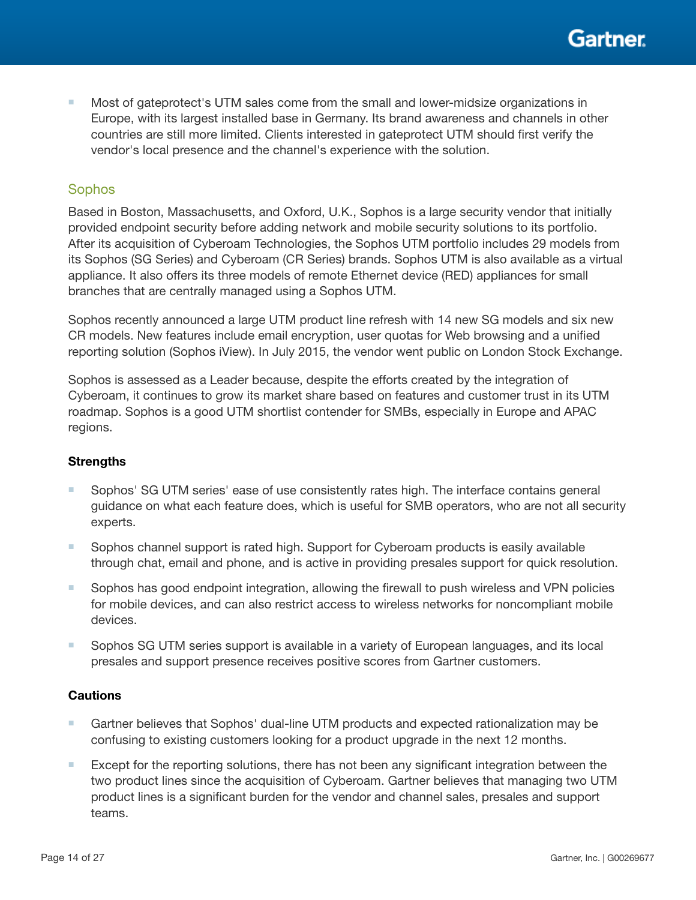- Most of gateprotect's UTM sales come from the small and lower-midsize organizations in Europe, with its largest installed base in Germany. Its brand awareness and channels in other countries are still more limited. Clients interested in gateprotect UTM should first verify the vendor's local presence and the channel's experience with the solution.

## Sophos

Based in Boston, Massachusetts, and Oxford, U.K., Sophos is a large security vendor that initially provided endpoint security before adding network and mobile security solutions to its portfolio. After its acquisition of Cyberoam Technologies, the Sophos UTM portfolio includes 29 models from its Sophos (SG Series) and Cyberoam (CR Series) brands. Sophos UTM is also available as a virtual appliance. It also offers its three models of remote Ethernet device (RED) appliances for small branches that are centrally managed using a Sophos UTM.

Sophos recently announced a large UTM product line refresh with 14 new SG models and six new CR models. New features include email encryption, user quotas for Web browsing and a unified reporting solution (Sophos iView). In July 2015, the vendor went public on London Stock Exchange.

Sophos is assessed as a Leader because, despite the efforts created by the integration of Cyberoam, it continues to grow its market share based on features and customer trust in its UTM roadmap. Sophos is a good UTM shortlist contender for SMBs, especially in Europe and APAC regions.

### Strengths

- Sophos' SG UTM series' ease of use consistently rates high. The interface contains general guidance on what each feature does, which is useful for SMB operators, who are not all security experts.
- Sophos channel support is rated high. Support for Cyberoam products is easily available through chat, email and phone, and is active in providing presales support for quick resolution.
- Sophos has good endpoint integration, allowing the firewall to push wireless and VPN policies for mobile devices, and can also restrict access to wireless networks for noncompliant mobile devices.
- Sophos SG UTM series support is available in a variety of European languages, and its local presales and support presence receives positive scores from Gartner customers.

### Cautions

- Gartner believes that Sophos' dual-line UTM products and expected rationalization may be confusing to existing customers looking for a product upgrade in the next 12 months.
- Except for the reporting solutions, there has not been any significant integration between the two product lines since the acquisition of Cyberoam. Gartner believes that managing two UTM product lines is a significant burden for the vendor and channel sales, presales and support teams.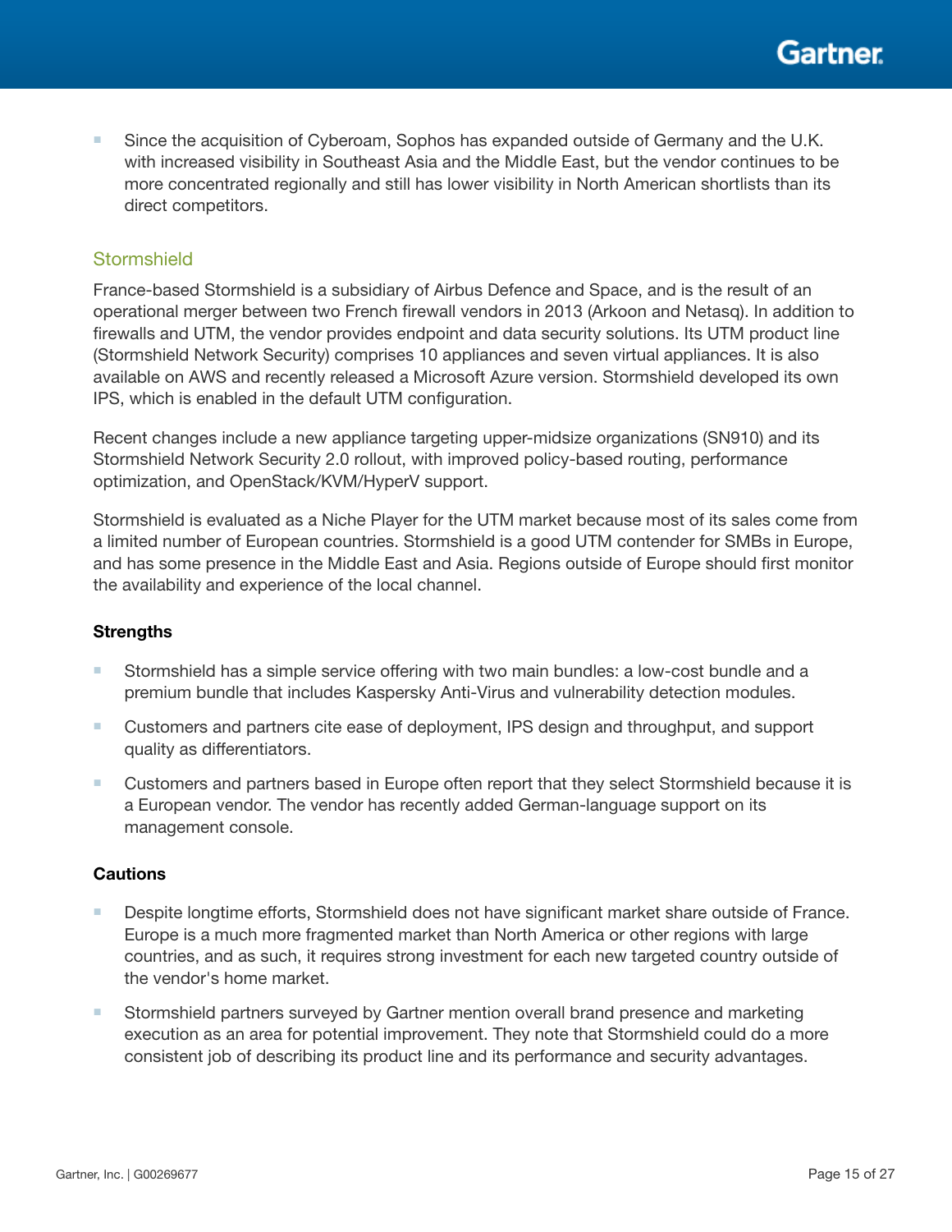- Since the acquisition of Cyberoam, Sophos has expanded outside of Germany and the U.K. with increased visibility in Southeast Asia and the Middle East, but the vendor continues to be more concentrated regionally and still has lower visibility in North American shortlists than its direct competitors.

### Stormshield

France-based Stormshield is a subsidiary of Airbus Defence and Space, and is the result of an operational merger between two French firewall vendors in 2013 (Arkoon and Netasq). In addition to firewalls and UTM, the vendor provides endpoint and data security solutions. Its UTM product line (Stormshield Network Security) comprises 10 appliances and seven virtual appliances. It is also available on AWS and recently released a Microsoft Azure version. Stormshield developed its own IPS, which is enabled in the default UTM configuration.

Recent changes include a new appliance targeting upper-midsize organizations (SN910) and its Stormshield Network Security 2.0 rollout, with improved policy-based routing, performance optimization, and OpenStack/KVM/HyperV support.

Stormshield is evaluated as a Niche Player for the UTM market because most of its sales come from a limited number of European countries. Stormshield is a good UTM contender for SMBs in Europe, and has some presence in the Middle East and Asia. Regions outside of Europe should first monitor the availability and experience of the local channel.

#### Strengths

- Stormshield has a simple service offering with two main bundles: a low-cost bundle and a premium bundle that includes Kaspersky Anti-Virus and vulnerability detection modules.
- Customers and partners cite ease of deployment, IPS design and throughput, and support quality as differentiators.
- Customers and partners based in Europe often report that they select Stormshield because it is a European vendor. The vendor has recently added German-language support on its management console.

#### Cautions

- Despite longtime efforts, Stormshield does not have significant market share outside of France. Europe is a much more fragmented market than North America or other regions with large countries, and as such, it requires strong investment for each new targeted country outside of the vendor's home market.
- Stormshield partners surveyed by Gartner mention overall brand presence and marketing execution as an area for potential improvement. They note that Stormshield could do a more consistent job of describing its product line and its performance and security advantages.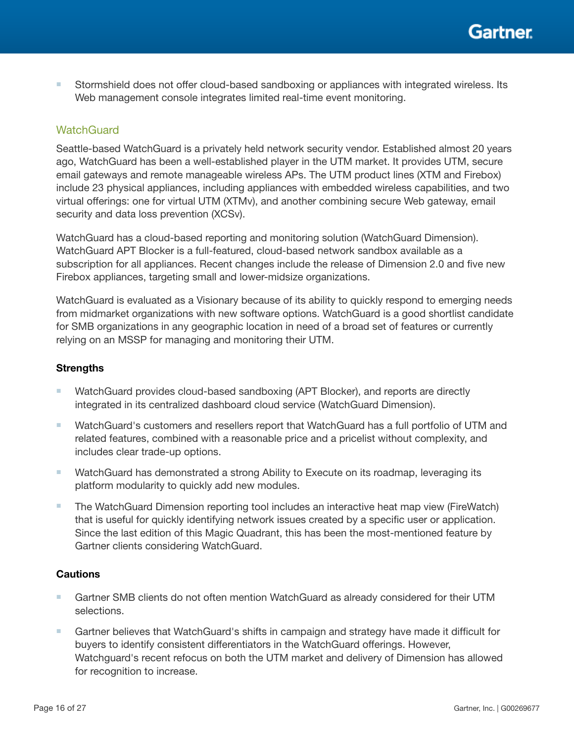- Stormshield does not offer cloud-based sandboxing or appliances with integrated wireless. Its Web management console integrates limited real-time event monitoring.

### WatchGuard

Seattle-based WatchGuard is a privately held network security vendor. Established almost 20 years ago, WatchGuard has been a well-established player in the UTM market. It provides UTM, secure email gateways and remote manageable wireless APs. The UTM product lines (XTM and Firebox) include 23 physical appliances, including appliances with embedded wireless capabilities, and two virtual offerings: one for virtual UTM (XTMv), and another combining secure Web gateway, email security and data loss prevention (XCSv).

WatchGuard has a cloud-based reporting and monitoring solution (WatchGuard Dimension). WatchGuard APT Blocker is a full-featured, cloud-based network sandbox available as a subscription for all appliances. Recent changes include the release of Dimension 2.0 and five new Firebox appliances, targeting small and lower-midsize organizations.

WatchGuard is evaluated as a Visionary because of its ability to quickly respond to emerging needs from midmarket organizations with new software options. WatchGuard is a good shortlist candidate for SMB organizations in any geographic location in need of a broad set of features or currently relying on an MSSP for managing and monitoring their UTM.

**Strengths**

- WatchGuard provides cloud-based sandboxing (APT Blocker), and reports are directly integrated in its centralized dashboard cloud service (WatchGuard Dimension).
- WatchGuard's customers and resellers report that WatchGuard has a full portfolio of UTM and related features, combined with a reasonable price and a pricelist without complexity, and includes clear trade-up options.
- WatchGuard has demonstrated a strong Ability to Execute on its roadmap, leveraging its platform modularity to quickly add new modules.
- The WatchGuard Dimension reporting tool includes an interactive heat map view (FireWatch) that is useful for quickly identifying network issues created by a specific user or application. Since the last edition of this Magic Quadrant, this has been the most-mentioned feature by Gartner clients considering WatchGuard.

**Cautions**

- Gartner SMB clients do not often mention WatchGuard as already considered for their UTM selections.
- Gartner believes that WatchGuard's shifts in campaign and strategy have made it difficult for buyers to identify consistent differentiators in the WatchGuard offerings. However, Watchguard's recent refocus on both the UTM market and delivery of Dimension has allowed for recognition to increase.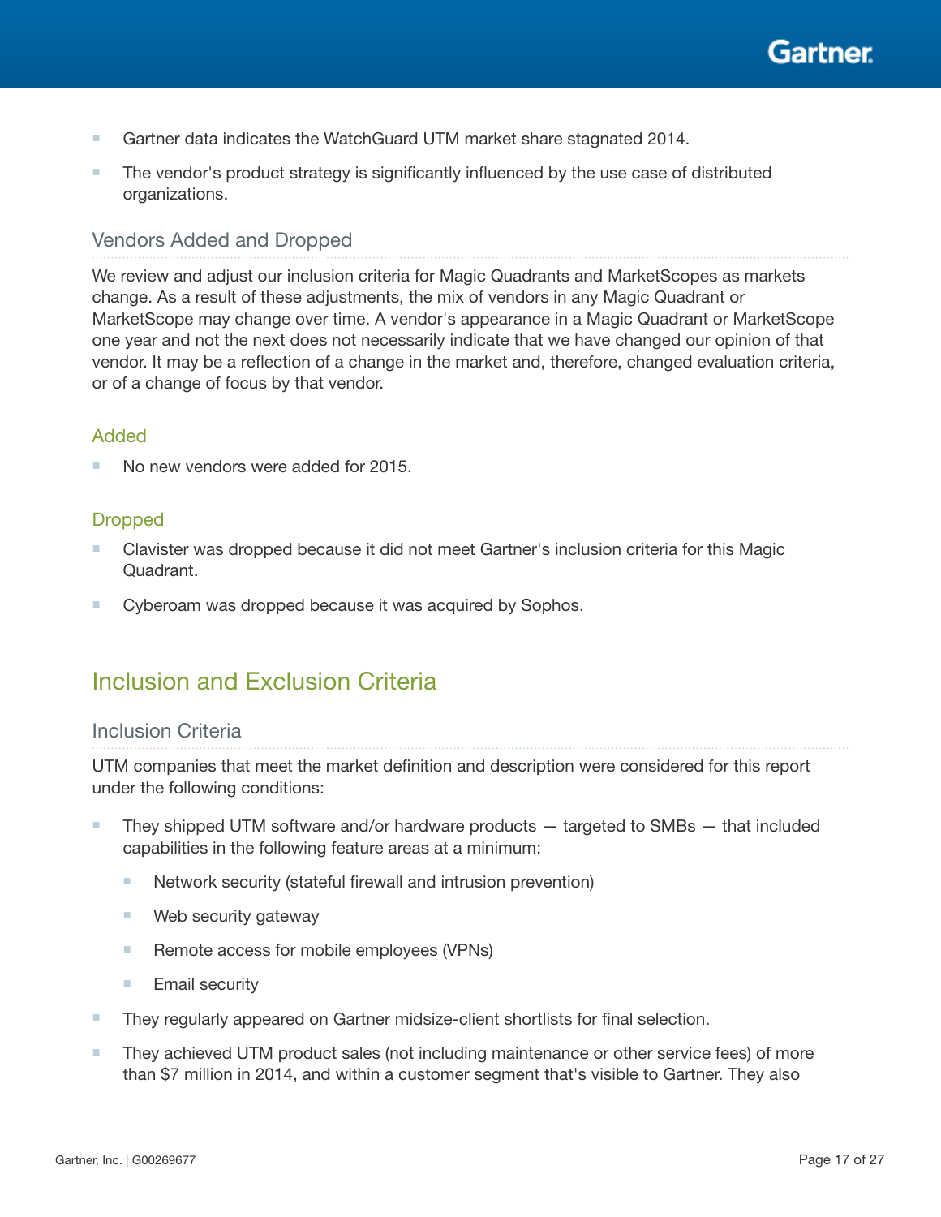- Gartner data indicates the WatchGuard UTM market share stagnated 2014.
- The vendor's product strategy is significantly influenced by the use case of distributed organizations.

### Vendors Added and Dropped

We review and adjust our inclusion criteria for Magic Quadrants and MarketScopes as markets change. As a result of these adjustments, the mix of vendors in any Magic Quadrant or MarketScope may change over time. A vendor's appearance in a Magic Quadrant or MarketScope one year and not the next does not necessarily indicate that we have changed our opinion of that vendor. It may be a reflection of a change in the market and, therefore, changed evaluation criteria, or of a change of focus by that vendor.

#### Added

- No new vendors were added for 2015.

#### Dropped

- Clavister was dropped because it did not meet Gartner's inclusion criteria for this Magic Quadrant.
- Cyberoam was dropped because it was acquired by Sophos.

## Inclusion and Exclusion Criteria

### Inclusion Criteria

UTM companies that meet the market definition and description were considered for this report under the following conditions:

- They shipped UTM software and/or hardware products — targeted to SMBs — that included capabilities in the following feature areas at a minimum:
  - Network security (stateful firewall and intrusion prevention)
  - Web security gateway
  - Remote access for mobile employees (VPNs)
  - Email security
- They regularly appeared on Gartner midsize-client shortlists for final selection.
- They achieved UTM product sales (not including maintenance or other service fees) of more than $7 million in 2014, and within a customer segment that's visible to Gartner. They also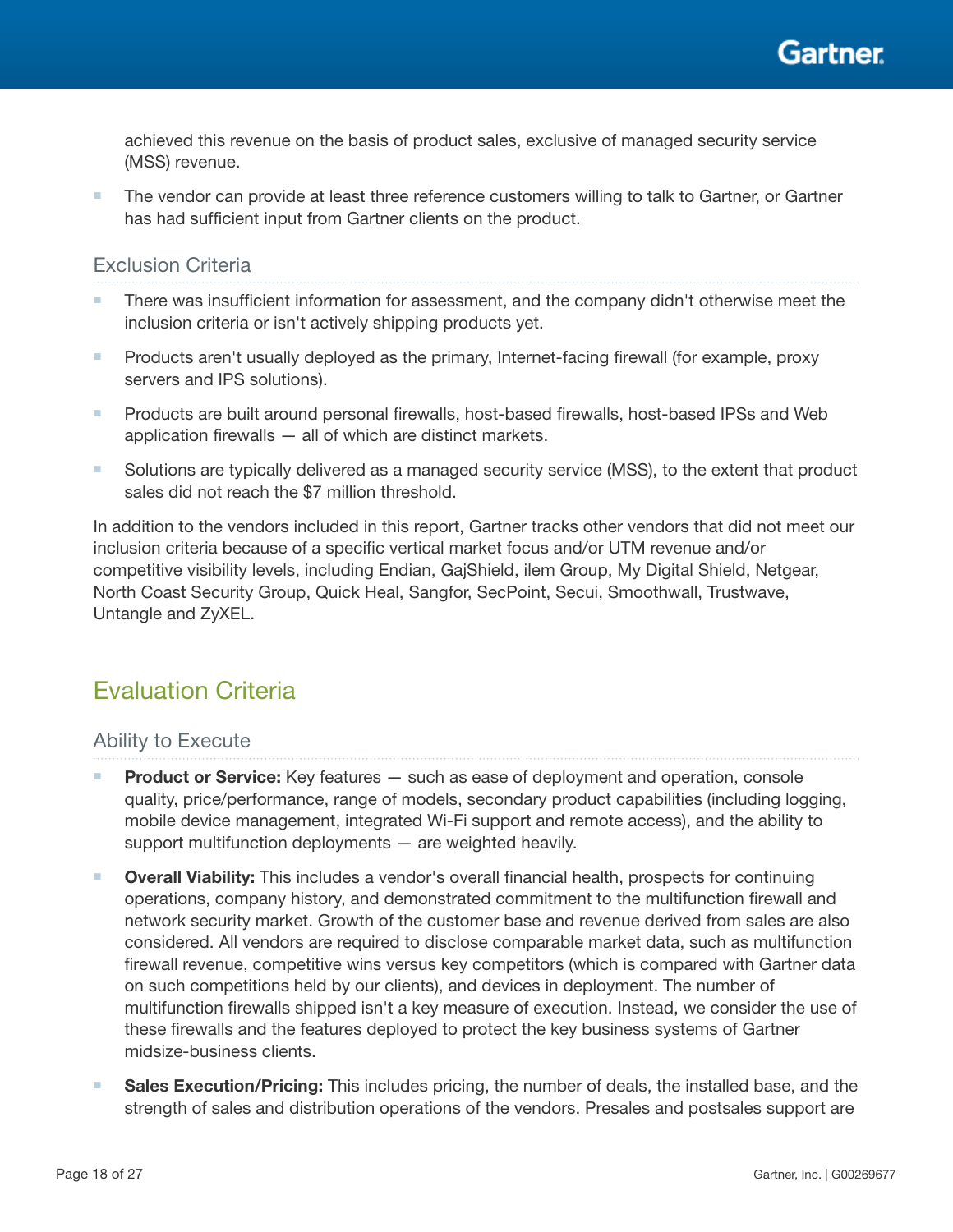achieved this revenue on the basis of product sales, exclusive of managed security service (MSS) revenue.

- The vendor can provide at least three reference customers willing to talk to Gartner, or Gartner has had sufficient input from Gartner clients on the product.

### Exclusion Criteria

- There was insufficient information for assessment, and the company didn't otherwise meet the inclusion criteria or isn't actively shipping products yet.
- Products aren't usually deployed as the primary, Internet-facing firewall (for example, proxy servers and IPS solutions).
- Products are built around personal firewalls, host-based firewalls, host-based IPSs and Web application firewalls — all of which are distinct markets.
- Solutions are typically delivered as a managed security service (MSS), to the extent that product sales did not reach the $7 million threshold.

In addition to the vendors included in this report, Gartner tracks other vendors that did not meet our inclusion criteria because of a specific vertical market focus and/or UTM revenue and/or competitive visibility levels, including Endian, GajShield, ilem Group, My Digital Shield, Netgear, North Coast Security Group, Quick Heal, Sangfor, SecPoint, Secui, Smoothwall, Trustwave, Untangle and ZyXEL.

## Evaluation Criteria

### Ability to Execute

- **Product or Service:** Key features — such as ease of deployment and operation, console quality, price/performance, range of models, secondary product capabilities (including logging, mobile device management, integrated Wi-Fi support and remote access), and the ability to support multifunction deployments — are weighted heavily.
- **Overall Viability:** This includes a vendor's overall financial health, prospects for continuing operations, company history, and demonstrated commitment to the multifunction firewall and network security market. Growth of the customer base and revenue derived from sales are also considered. All vendors are required to disclose comparable market data, such as multifunction firewall revenue, competitive wins versus key competitors (which is compared with Gartner data on such competitions held by our clients), and devices in deployment. The number of multifunction firewalls shipped isn't a key measure of execution. Instead, we consider the use of these firewalls and the features deployed to protect the key business systems of Gartner midsize-business clients.
- **Sales Execution/Pricing:** This includes pricing, the number of deals, the installed base, and the strength of sales and distribution operations of the vendors. Presales and postsales support are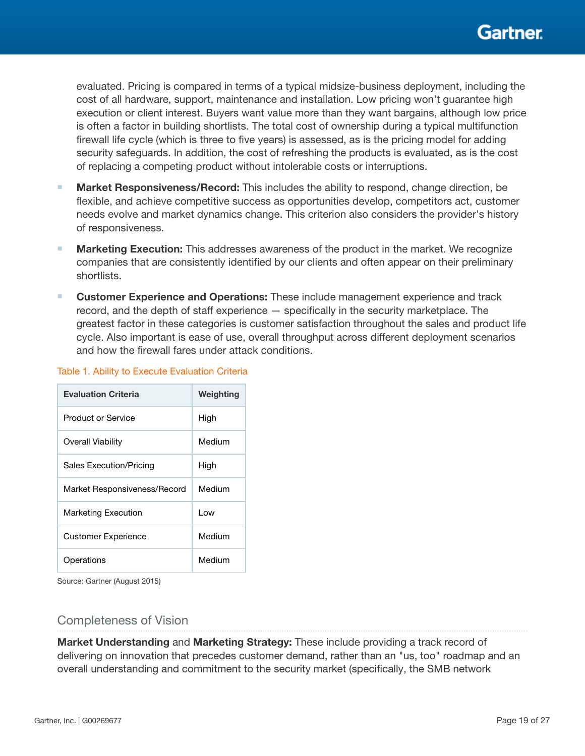evaluated. Pricing is compared in terms of a typical midsize-business deployment, including the cost of all hardware, support, maintenance and installation. Low pricing won't guarantee high execution or client interest. Buyers want value more than they want bargains, although low price is often a factor in building shortlists. The total cost of ownership during a typical multifunction firewall life cycle (which is three to five years) is assessed, as is the pricing model for adding security safeguards. In addition, the cost of refreshing the products is evaluated, as is the cost of replacing a competing product without intolerable costs or interruptions.

- **Market Responsiveness/Record:** This includes the ability to respond, change direction, be flexible, and achieve competitive success as opportunities develop, competitors act, customer needs evolve and market dynamics change. This criterion also considers the provider's history of responsiveness.
- **Marketing Execution:** This addresses awareness of the product in the market. We recognize companies that are consistently identified by our clients and often appear on their preliminary shortlists.
- **Customer Experience and Operations:** These include management experience and track record, and the depth of staff experience — specifically in the security marketplace. The greatest factor in these categories is customer satisfaction throughout the sales and product life cycle. Also important is ease of use, overall throughput across different deployment scenarios and how the firewall fares under attack conditions.

Table 1. Ability to Execute Evaluation Criteria

| Evaluation Criteria | Weighting |
|---|---|
| Product or Service | High |
| Overall Viability | Medium |
| Sales Execution/Pricing | High |
| Market Responsiveness/Record | Medium |
| Marketing Execution | Low |
| Customer Experience | Medium |
| Operations | Medium |

Source: Gartner (August 2015)

## Completeness of Vision

**Market Understanding** and **Marketing Strategy:** These include providing a track record of delivering on innovation that precedes customer demand, rather than an "us, too" roadmap and an overall understanding and commitment to the security market (specifically, the SMB network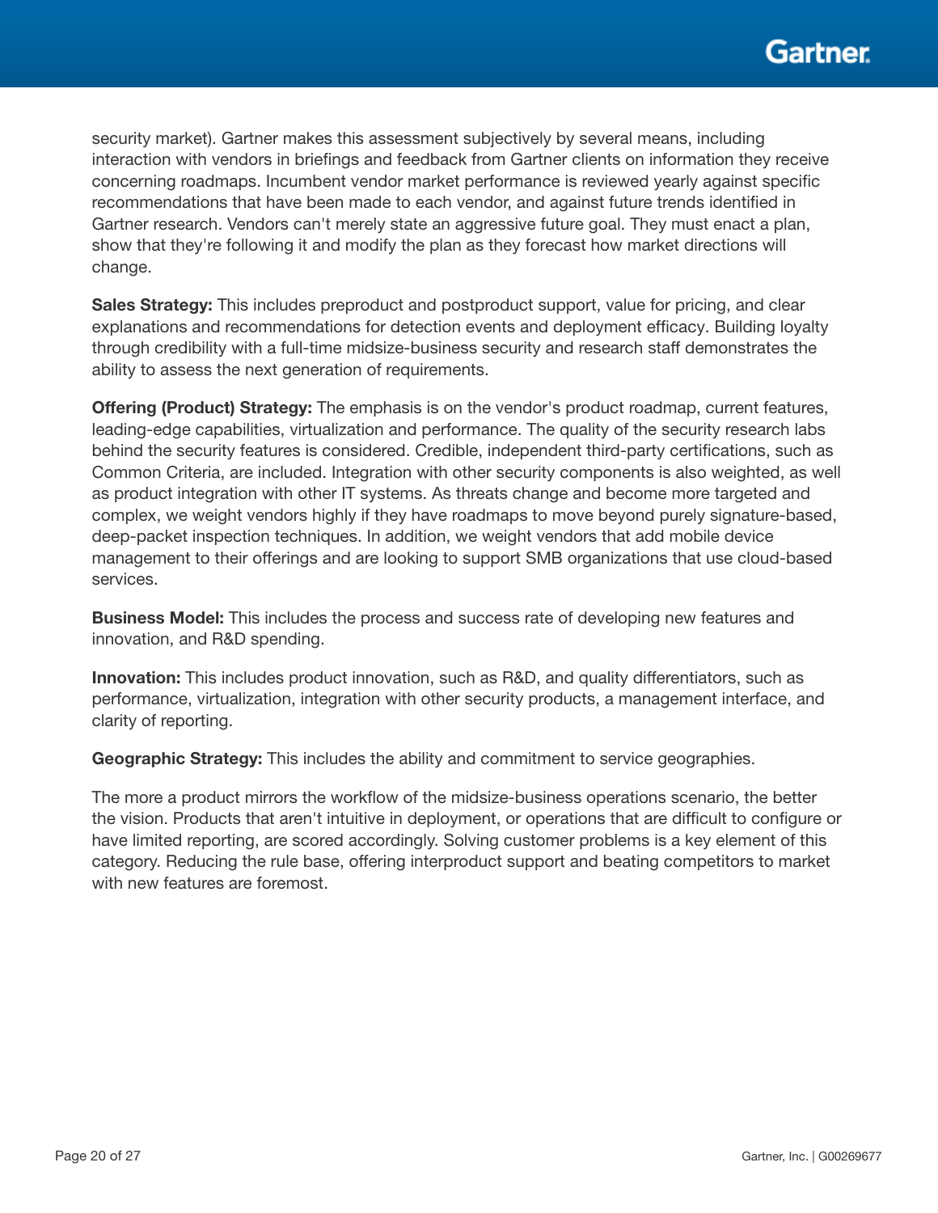security market). Gartner makes this assessment subjectively by several means, including interaction with vendors in briefings and feedback from Gartner clients on information they receive concerning roadmaps. Incumbent vendor market performance is reviewed yearly against specific recommendations that have been made to each vendor, and against future trends identified in Gartner research. Vendors can't merely state an aggressive future goal. They must enact a plan, show that they're following it and modify the plan as they forecast how market directions will change.

**Sales Strategy:** This includes preproduct and postproduct support, value for pricing, and clear explanations and recommendations for detection events and deployment efficacy. Building loyalty through credibility with a full-time midsize-business security and research staff demonstrates the ability to assess the next generation of requirements.

**Offering (Product) Strategy:** The emphasis is on the vendor's product roadmap, current features, leading-edge capabilities, virtualization and performance. The quality of the security research labs behind the security features is considered. Credible, independent third-party certifications, such as Common Criteria, are included. Integration with other security components is also weighted, as well as product integration with other IT systems. As threats change and become more targeted and complex, we weight vendors highly if they have roadmaps to move beyond purely signature-based, deep-packet inspection techniques. In addition, we weight vendors that add mobile device management to their offerings and are looking to support SMB organizations that use cloud-based services.

**Business Model:** This includes the process and success rate of developing new features and innovation, and R&D spending.

**Innovation:** This includes product innovation, such as R&D, and quality differentiators, such as performance, virtualization, integration with other security products, a management interface, and clarity of reporting.

**Geographic Strategy:** This includes the ability and commitment to service geographies.

The more a product mirrors the workflow of the midsize-business operations scenario, the better the vision. Products that aren't intuitive in deployment, or operations that are difficult to configure or have limited reporting, are scored accordingly. Solving customer problems is a key element of this category. Reducing the rule base, offering interproduct support and beating competitors to market with new features are foremost.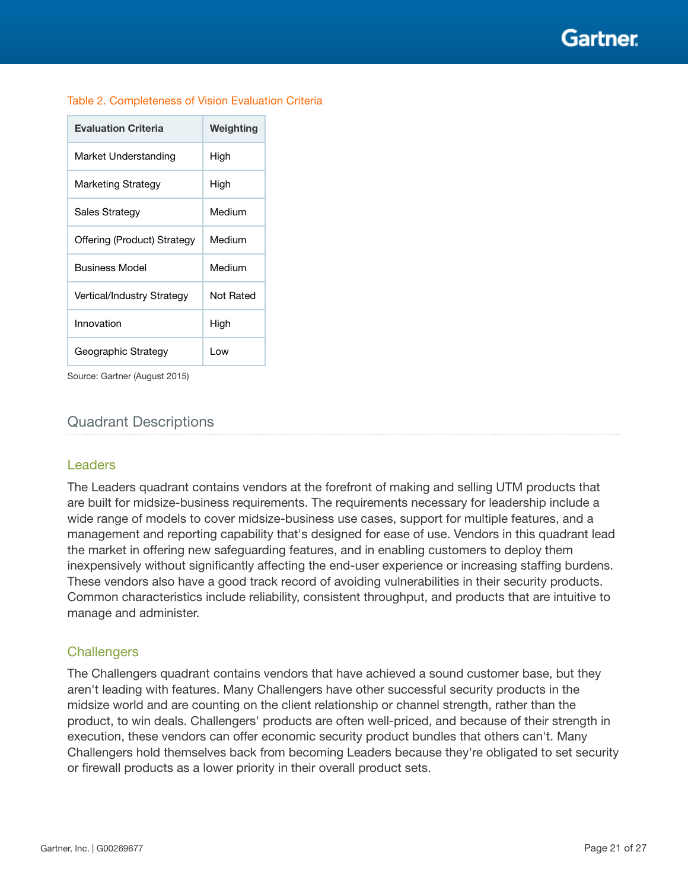Table 2. Completeness of Vision Evaluation Criteria

| Evaluation Criteria | Weighting |
| --- | --- |
| Market Understanding | High |
| Marketing Strategy | High |
| Sales Strategy | Medium |
| Offering (Product) Strategy | Medium |
| Business Model | Medium |
| Vertical/Industry Strategy | Not Rated |
| Innovation | High |
| Geographic Strategy | Low |

Source: Gartner (August 2015)

## Quadrant Descriptions

### Leaders

The Leaders quadrant contains vendors at the forefront of making and selling UTM products that are built for midsize-business requirements. The requirements necessary for leadership include a wide range of models to cover midsize-business use cases, support for multiple features, and a management and reporting capability that's designed for ease of use. Vendors in this quadrant lead the market in offering new safeguarding features, and in enabling customers to deploy them inexpensively without significantly affecting the end-user experience or increasing staffing burdens. These vendors also have a good track record of avoiding vulnerabilities in their security products. Common characteristics include reliability, consistent throughput, and products that are intuitive to manage and administer.

### Challengers

The Challengers quadrant contains vendors that have achieved a sound customer base, but they aren't leading with features. Many Challengers have other successful security products in the midsize world and are counting on the client relationship or channel strength, rather than the product, to win deals. Challengers' products are often well-priced, and because of their strength in execution, these vendors can offer economic security product bundles that others can't. Many Challengers hold themselves back from becoming Leaders because they're obligated to set security or firewall products as a lower priority in their overall product sets.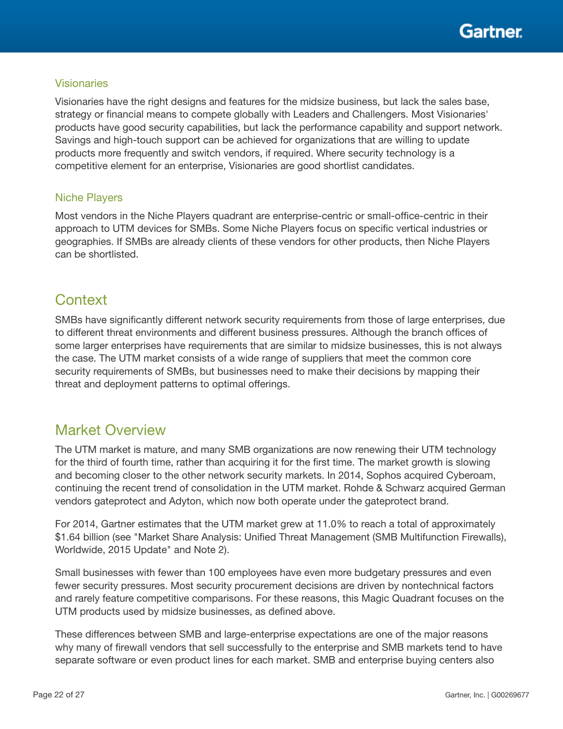### Visionaries

Visionaries have the right designs and features for the midsize business, but lack the sales base, strategy or financial means to compete globally with Leaders and Challengers. Most Visionaries' products have good security capabilities, but lack the performance capability and support network. Savings and high-touch support can be achieved for organizations that are willing to update products more frequently and switch vendors, if required. Where security technology is a competitive element for an enterprise, Visionaries are good shortlist candidates.

### Niche Players

Most vendors in the Niche Players quadrant are enterprise-centric or small-office-centric in their approach to UTM devices for SMBs. Some Niche Players focus on specific vertical industries or geographies. If SMBs are already clients of these vendors for other products, then Niche Players can be shortlisted.

## Context

SMBs have significantly different network security requirements from those of large enterprises, due to different threat environments and different business pressures. Although the branch offices of some larger enterprises have requirements that are similar to midsize businesses, this is not always the case. The UTM market consists of a wide range of suppliers that meet the common core security requirements of SMBs, but businesses need to make their decisions by mapping their threat and deployment patterns to optimal offerings.

## Market Overview

The UTM market is mature, and many SMB organizations are now renewing their UTM technology for the third of fourth time, rather than acquiring it for the first time. The market growth is slowing and becoming closer to the other network security markets. In 2014, Sophos acquired Cyberoam, continuing the recent trend of consolidation in the UTM market. Rohde & Schwarz acquired German vendors gateprotect and Adyton, which now both operate under the gateprotect brand.

For 2014, Gartner estimates that the UTM market grew at 11.0% to reach a total of approximately $1.64 billion (see "Market Share Analysis: Unified Threat Management (SMB Multifunction Firewalls), Worldwide, 2015 Update" and Note 2).

Small businesses with fewer than 100 employees have even more budgetary pressures and even fewer security pressures. Most security procurement decisions are driven by nontechnical factors and rarely feature competitive comparisons. For these reasons, this Magic Quadrant focuses on the UTM products used by midsize businesses, as defined above.

These differences between SMB and large-enterprise expectations are one of the major reasons why many of firewall vendors that sell successfully to the enterprise and SMB markets tend to have separate software or even product lines for each market. SMB and enterprise buying centers also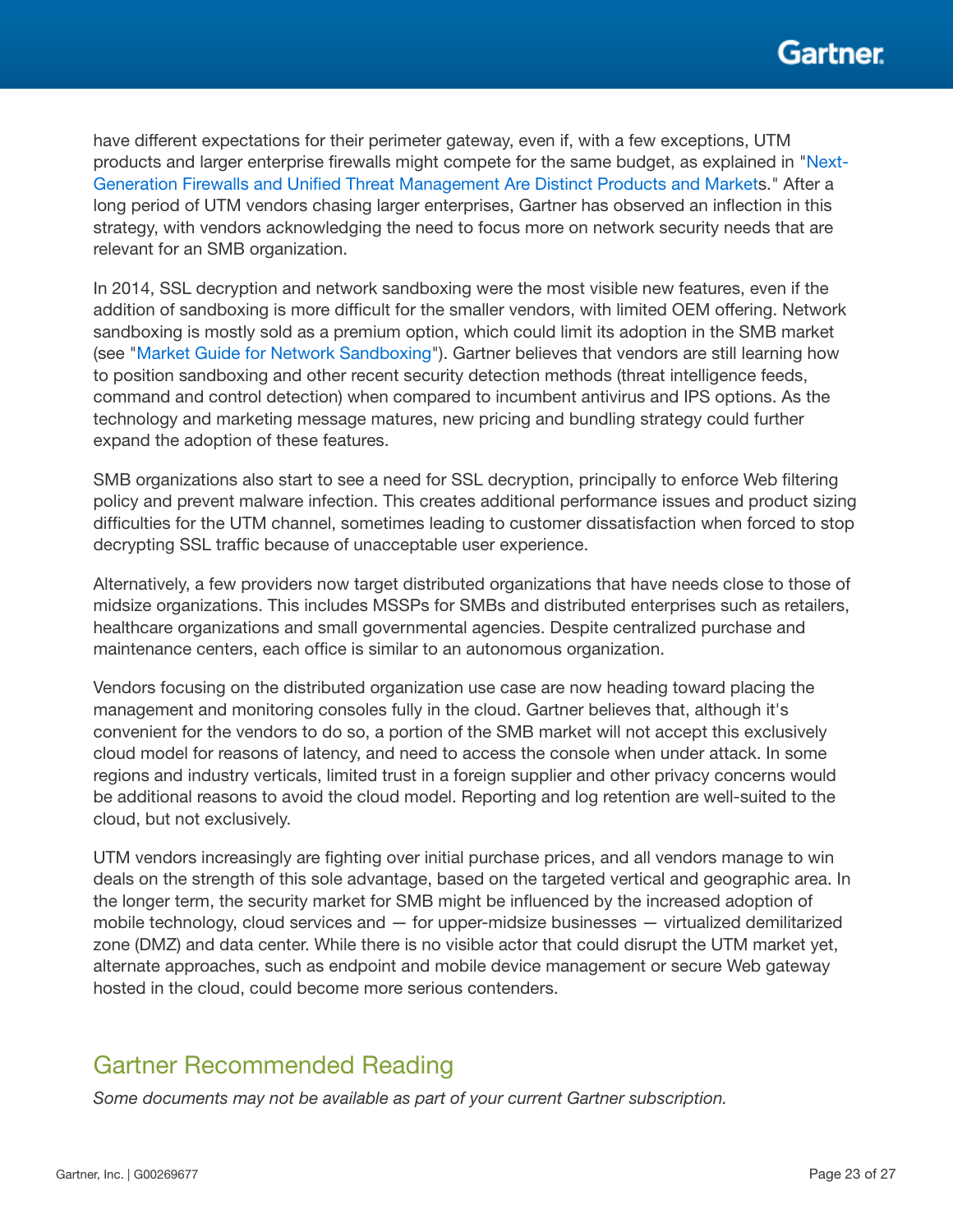have different expectations for their perimeter gateway, even if, with a few exceptions, UTM products and larger enterprise firewalls might compete for the same budget, as explained in "Next-Generation Firewalls and Unified Threat Management Are Distinct Products and Markets." After a long period of UTM vendors chasing larger enterprises, Gartner has observed an inflection in this strategy, with vendors acknowledging the need to focus more on network security needs that are relevant for an SMB organization.

In 2014, SSL decryption and network sandboxing were the most visible new features, even if the addition of sandboxing is more difficult for the smaller vendors, with limited OEM offering. Network sandboxing is mostly sold as a premium option, which could limit its adoption in the SMB market (see "Market Guide for Network Sandboxing"). Gartner believes that vendors are still learning how to position sandboxing and other recent security detection methods (threat intelligence feeds, command and control detection) when compared to incumbent antivirus and IPS options. As the technology and marketing message matures, new pricing and bundling strategy could further expand the adoption of these features.

SMB organizations also start to see a need for SSL decryption, principally to enforce Web filtering policy and prevent malware infection. This creates additional performance issues and product sizing difficulties for the UTM channel, sometimes leading to customer dissatisfaction when forced to stop decrypting SSL traffic because of unacceptable user experience.

Alternatively, a few providers now target distributed organizations that have needs close to those of midsize organizations. This includes MSSPs for SMBs and distributed enterprises such as retailers, healthcare organizations and small governmental agencies. Despite centralized purchase and maintenance centers, each office is similar to an autonomous organization.

Vendors focusing on the distributed organization use case are now heading toward placing the management and monitoring consoles fully in the cloud. Gartner believes that, although it's convenient for the vendors to do so, a portion of the SMB market will not accept this exclusively cloud model for reasons of latency, and need to access the console when under attack. In some regions and industry verticals, limited trust in a foreign supplier and other privacy concerns would be additional reasons to avoid the cloud model. Reporting and log retention are well-suited to the cloud, but not exclusively.

UTM vendors increasingly are fighting over initial purchase prices, and all vendors manage to win deals on the strength of this sole advantage, based on the targeted vertical and geographic area. In the longer term, the security market for SMB might be influenced by the increased adoption of mobile technology, cloud services and — for upper-midsize businesses — virtualized demilitarized zone (DMZ) and data center. While there is no visible actor that could disrupt the UTM market yet, alternate approaches, such as endpoint and mobile device management or secure Web gateway hosted in the cloud, could become more serious contenders.

## Gartner Recommended Reading

*Some documents may not be available as part of your current Gartner subscription.*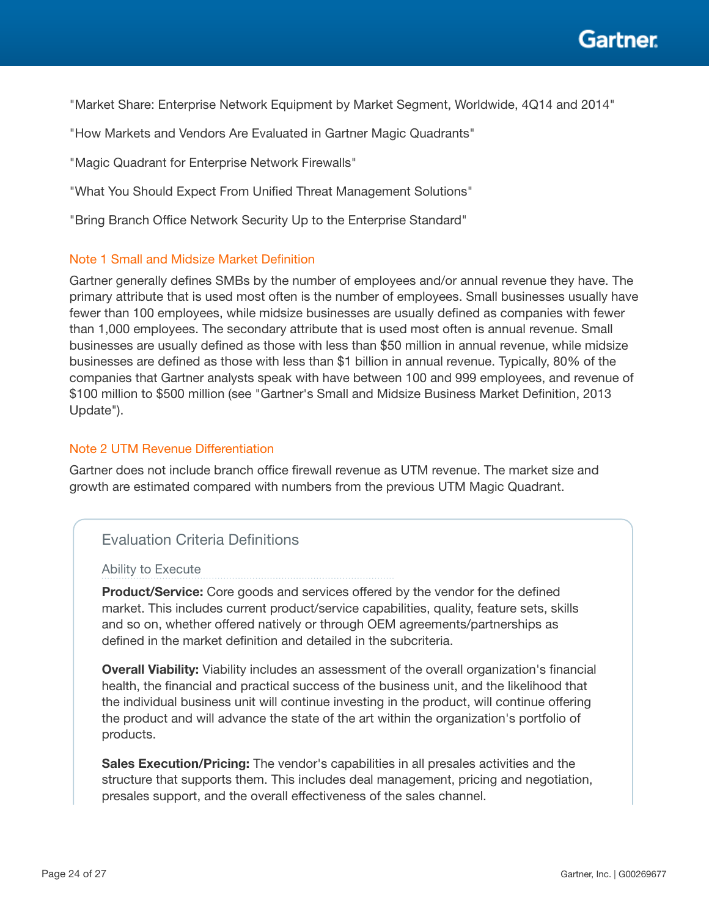"Market Share: Enterprise Network Equipment by Market Segment, Worldwide, 4Q14 and 2014"

"How Markets and Vendors Are Evaluated in Gartner Magic Quadrants"

"Magic Quadrant for Enterprise Network Firewalls"

"What You Should Expect From Unified Threat Management Solutions"

"Bring Branch Office Network Security Up to the Enterprise Standard"

### Note 1 Small and Midsize Market Definition

Gartner generally defines SMBs by the number of employees and/or annual revenue they have. The primary attribute that is used most often is the number of employees. Small businesses usually have fewer than 100 employees, while midsize businesses are usually defined as companies with fewer than 1,000 employees. The secondary attribute that is used most often is annual revenue. Small businesses are usually defined as those with less than $50 million in annual revenue, while midsize businesses are defined as those with less than $1 billion in annual revenue. Typically, 80% of the companies that Gartner analysts speak with have between 100 and 999 employees, and revenue of $100 million to $500 million (see "Gartner's Small and Midsize Business Market Definition, 2013 Update").

### Note 2 UTM Revenue Differentiation

Gartner does not include branch office firewall revenue as UTM revenue. The market size and growth are estimated compared with numbers from the previous UTM Magic Quadrant.

## Evaluation Criteria Definitions

### Ability to Execute

**Product/Service:** Core goods and services offered by the vendor for the defined market. This includes current product/service capabilities, quality, feature sets, skills and so on, whether offered natively or through OEM agreements/partnerships as defined in the market definition and detailed in the subcriteria.

**Overall Viability:** Viability includes an assessment of the overall organization's financial health, the financial and practical success of the business unit, and the likelihood that the individual business unit will continue investing in the product, will continue offering the product and will advance the state of the art within the organization's portfolio of products.

**Sales Execution/Pricing:** The vendor's capabilities in all presales activities and the structure that supports them. This includes deal management, pricing and negotiation, presales support, and the overall effectiveness of the sales channel.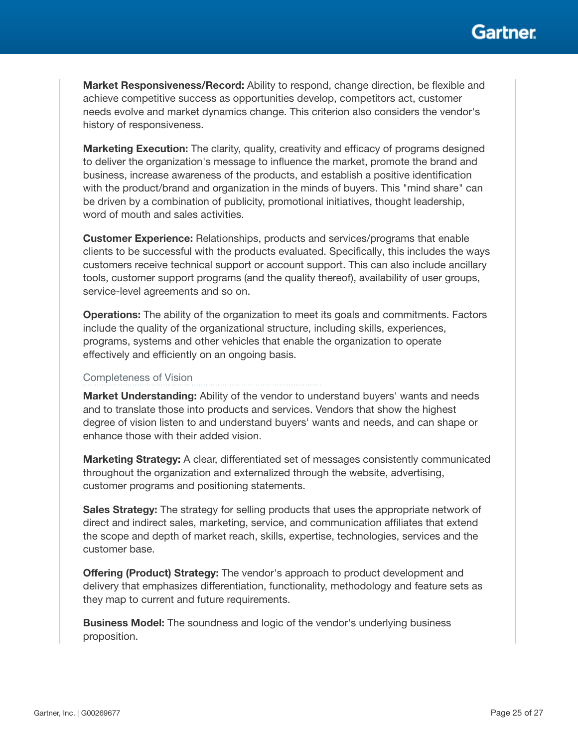**Market Responsiveness/Record:** Ability to respond, change direction, be flexible and achieve competitive success as opportunities develop, competitors act, customer needs evolve and market dynamics change. This criterion also considers the vendor's history of responsiveness.

**Marketing Execution:** The clarity, quality, creativity and efficacy of programs designed to deliver the organization's message to influence the market, promote the brand and business, increase awareness of the products, and establish a positive identification with the product/brand and organization in the minds of buyers. This "mind share" can be driven by a combination of publicity, promotional initiatives, thought leadership, word of mouth and sales activities.

**Customer Experience:** Relationships, products and services/programs that enable clients to be successful with the products evaluated. Specifically, this includes the ways customers receive technical support or account support. This can also include ancillary tools, customer support programs (and the quality thereof), availability of user groups, service-level agreements and so on.

**Operations:** The ability of the organization to meet its goals and commitments. Factors include the quality of the organizational structure, including skills, experiences, programs, systems and other vehicles that enable the organization to operate effectively and efficiently on an ongoing basis.

### Completeness of Vision

**Market Understanding:** Ability of the vendor to understand buyers' wants and needs and to translate those into products and services. Vendors that show the highest degree of vision listen to and understand buyers' wants and needs, and can shape or enhance those with their added vision.

**Marketing Strategy:** A clear, differentiated set of messages consistently communicated throughout the organization and externalized through the website, advertising, customer programs and positioning statements.

**Sales Strategy:** The strategy for selling products that uses the appropriate network of direct and indirect sales, marketing, service, and communication affiliates that extend the scope and depth of market reach, skills, expertise, technologies, services and the customer base.

**Offering (Product) Strategy:** The vendor's approach to product development and delivery that emphasizes differentiation, functionality, methodology and feature sets as they map to current and future requirements.

**Business Model:** The soundness and logic of the vendor's underlying business proposition.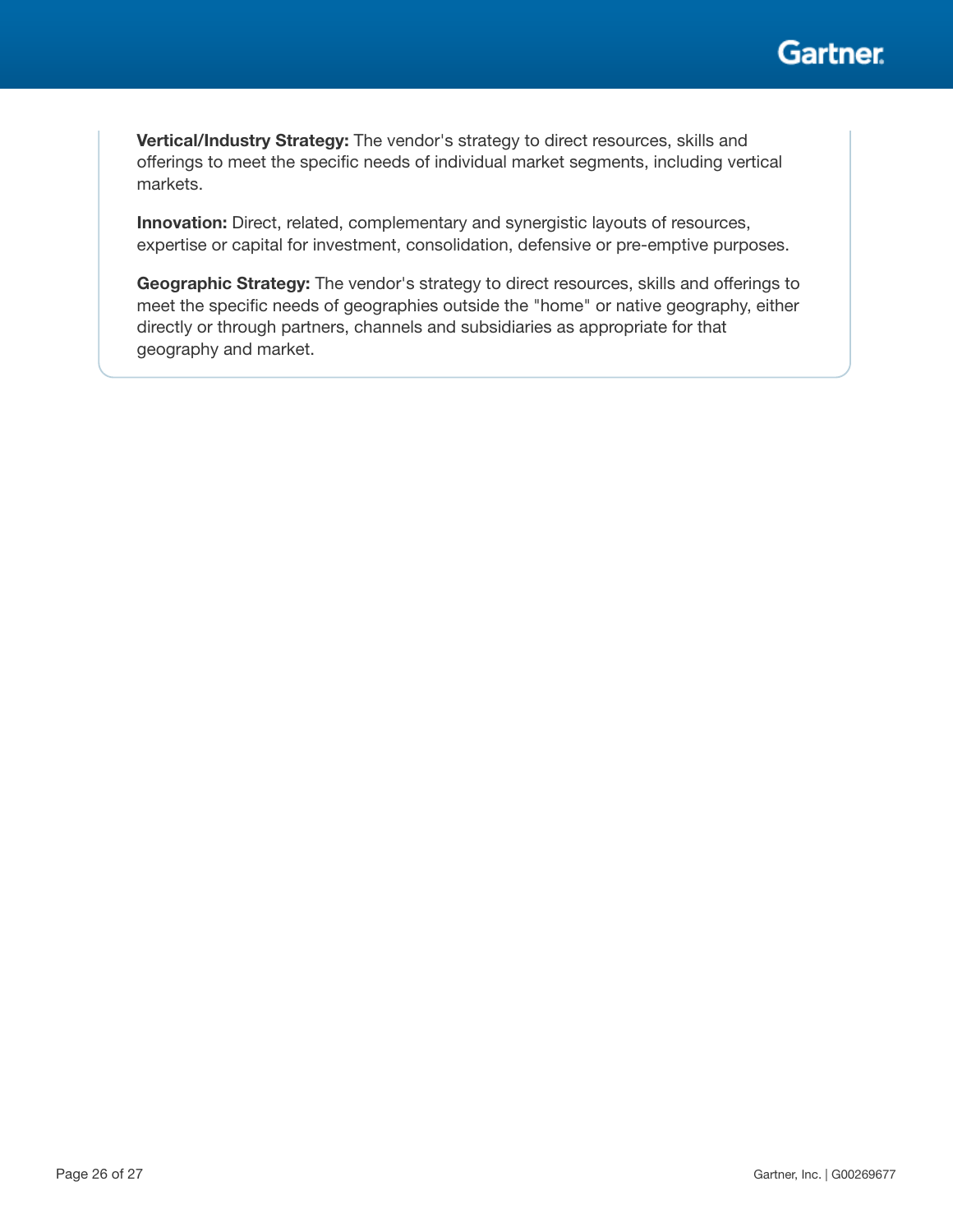**Vertical/Industry Strategy:** The vendor's strategy to direct resources, skills and offerings to meet the specific needs of individual market segments, including vertical markets.

**Innovation:** Direct, related, complementary and synergistic layouts of resources, expertise or capital for investment, consolidation, defensive or pre-emptive purposes.

**Geographic Strategy:** The vendor's strategy to direct resources, skills and offerings to meet the specific needs of geographies outside the "home" or native geography, either directly or through partners, channels and subsidiaries as appropriate for that geography and market.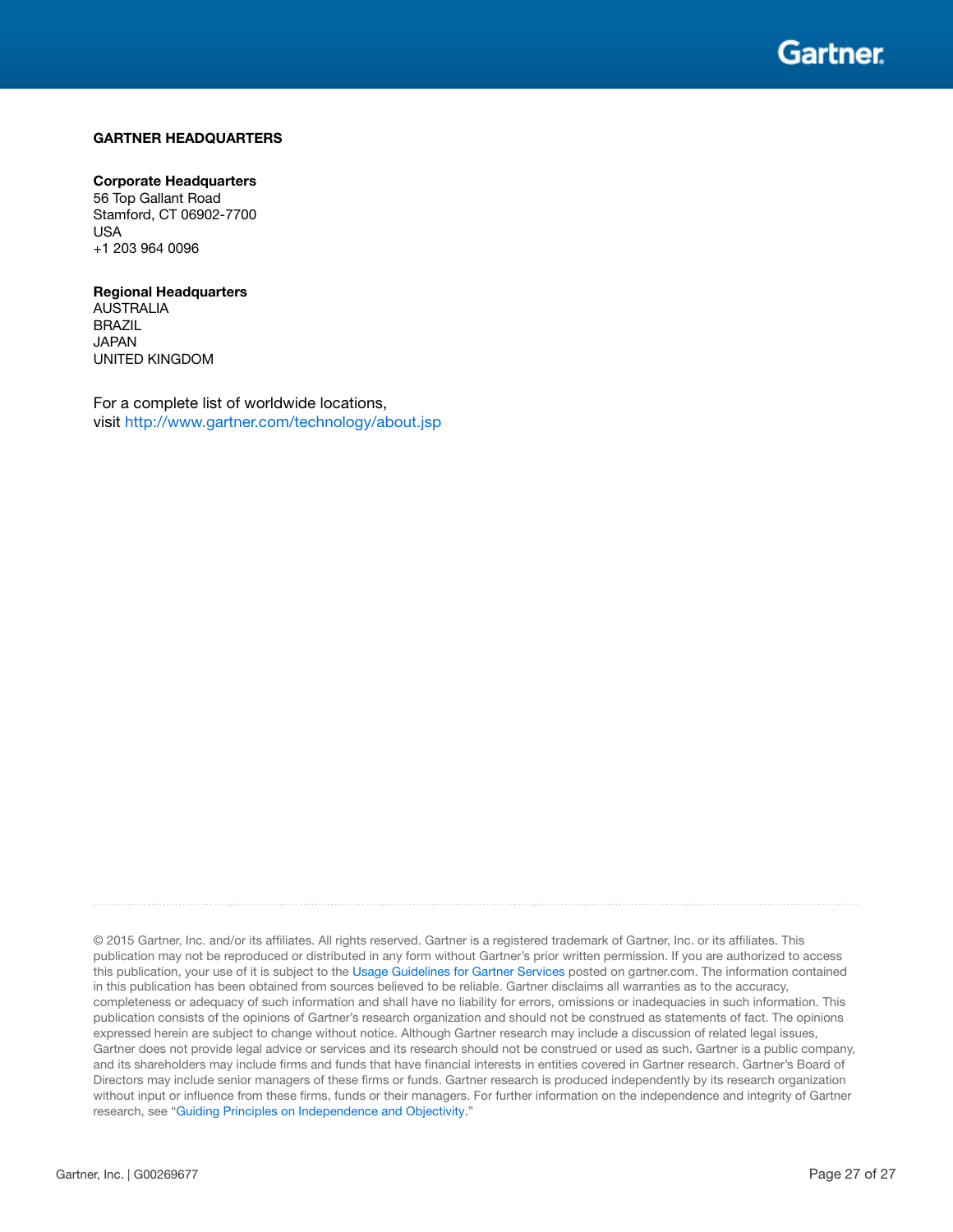## GARTNER HEADQUARTERS

**Corporate Headquarters**
56 Top Gallant Road
Stamford, CT 06902-7700
USA
+1 203 964 0096

**Regional Headquarters**
AUSTRALIA
BRAZIL
JAPAN
UNITED KINGDOM

For a complete list of worldwide locations,
visit http://www.gartner.com/technology/about.jsp

© 2015 Gartner, Inc. and/or its affiliates. All rights reserved. Gartner is a registered trademark of Gartner, Inc. or its affiliates. This publication may not be reproduced or distributed in any form without Gartner's prior written permission. If you are authorized to access this publication, your use of it is subject to the Usage Guidelines for Gartner Services posted on gartner.com. The information contained in this publication has been obtained from sources believed to be reliable. Gartner disclaims all warranties as to the accuracy, completeness or adequacy of such information and shall have no liability for errors, omissions or inadequacies in such information. This publication consists of the opinions of Gartner's research organization and should not be construed as statements of fact. The opinions expressed herein are subject to change without notice. Although Gartner research may include a discussion of related legal issues, Gartner does not provide legal advice or services and its research should not be construed or used as such. Gartner is a public company, and its shareholders may include firms and funds that have financial interests in entities covered in Gartner research. Gartner's Board of Directors may include senior managers of these firms or funds. Gartner research is produced independently by its research organization without input or influence from these firms, funds or their managers. For further information on the independence and integrity of Gartner research, see "Guiding Principles on Independence and Objectivity."